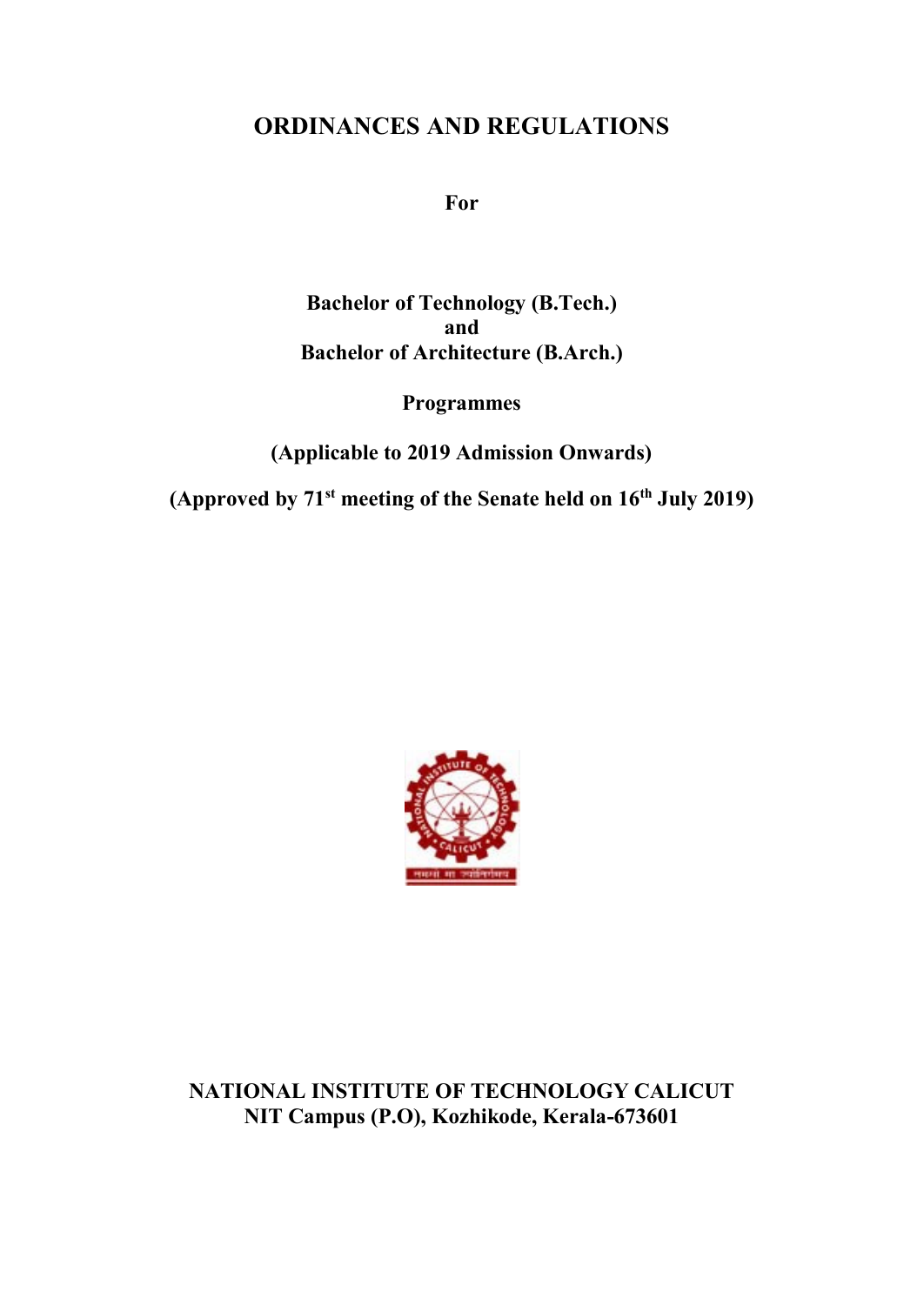# ORDINANCES AND REGULATIONS

**For**

**Bachelor of Technology (B.Tech.)**
**and**
**Bachelor of Architecture (B.Arch.)**

**Programmes**

**(Applicable to 2019 Admission Onwards)**

**(Approved by 71st meeting of the Senate held on 16th July 2019)**

**NATIONAL INSTITUTE OF TECHNOLOGY CALICUT**
**NIT Campus (P.O), Kozhikode, Kerala-673601**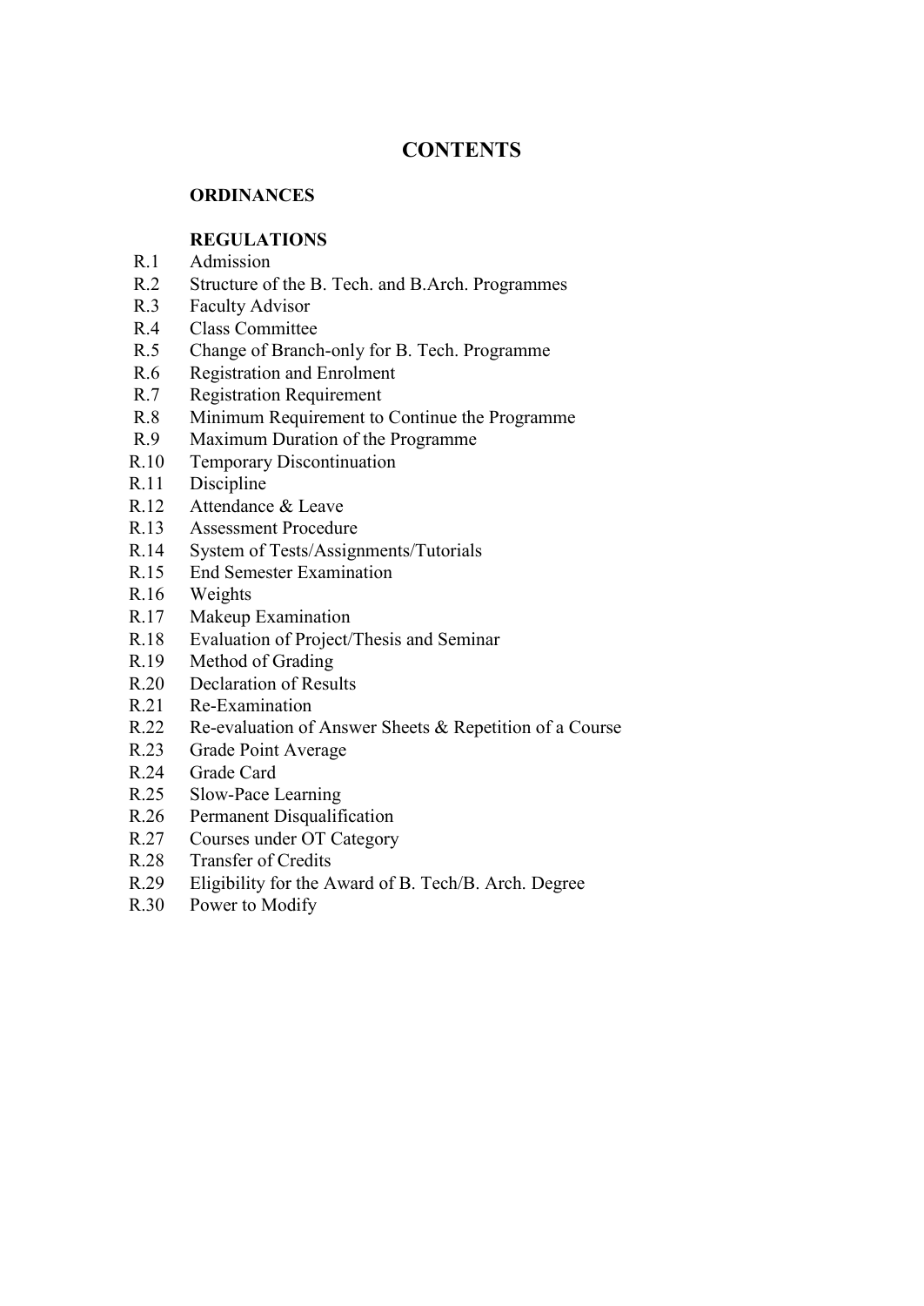# CONTENTS

**ORDINANCES**

**REGULATIONS**

| | |
|---|---|
| R.1 | Admission |
| R.2 | Structure of the B. Tech. and B.Arch. Programmes |
| R.3 | Faculty Advisor |
| R.4 | Class Committee |
| R.5 | Change of Branch-only for B. Tech. Programme |
| R.6 | Registration and Enrolment |
| R.7 | Registration Requirement |
| R.8 | Minimum Requirement to Continue the Programme |
| R.9 | Maximum Duration of the Programme |
| R.10 | Temporary Discontinuation |
| R.11 | Discipline |
| R.12 | Attendance & Leave |
| R.13 | Assessment Procedure |
| R.14 | System of Tests/Assignments/Tutorials |
| R.15 | End Semester Examination |
| R.16 | Weights |
| R.17 | Makeup Examination |
| R.18 | Evaluation of Project/Thesis and Seminar |
| R.19 | Method of Grading |
| R.20 | Declaration of Results |
| R.21 | Re-Examination |
| R.22 | Re-evaluation of Answer Sheets & Repetition of a Course |
| R.23 | Grade Point Average |
| R.24 | Grade Card |
| R.25 | Slow-Pace Learning |
| R.26 | Permanent Disqualification |
| R.27 | Courses under OT Category |
| R.28 | Transfer of Credits |
| R.29 | Eligibility for the Award of B. Tech/B. Arch. Degree |
| R.30 | Power to Modify |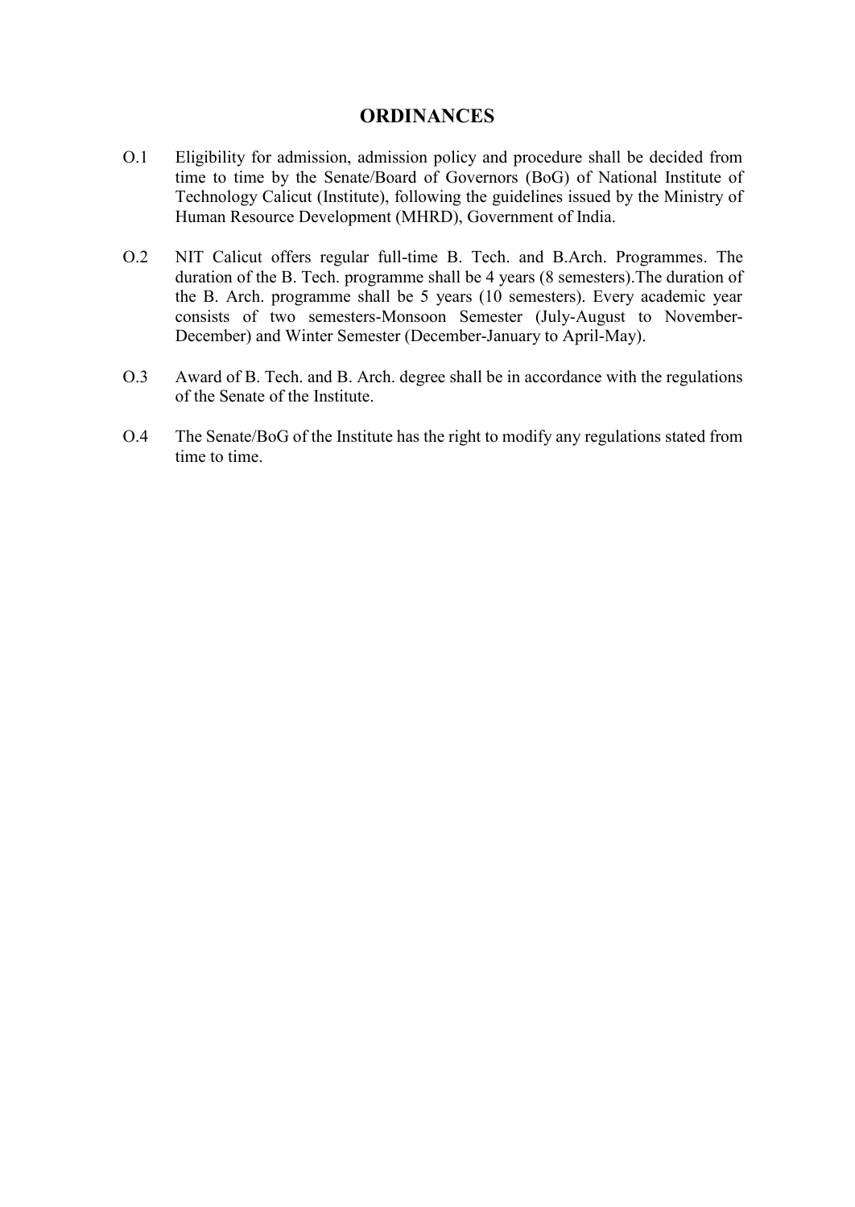# ORDINANCES

O.1 Eligibility for admission, admission policy and procedure shall be decided from time to time by the Senate/Board of Governors (BoG) of National Institute of Technology Calicut (Institute), following the guidelines issued by the Ministry of Human Resource Development (MHRD), Government of India.

O.2 NIT Calicut offers regular full-time B. Tech. and B.Arch. Programmes. The duration of the B. Tech. programme shall be 4 years (8 semesters).The duration of the B. Arch. programme shall be 5 years (10 semesters). Every academic year consists of two semesters-Monsoon Semester (July-August to November-December) and Winter Semester (December-January to April-May).

O.3 Award of B. Tech. and B. Arch. degree shall be in accordance with the regulations of the Senate of the Institute.

O.4 The Senate/BoG of the Institute has the right to modify any regulations stated from time to time.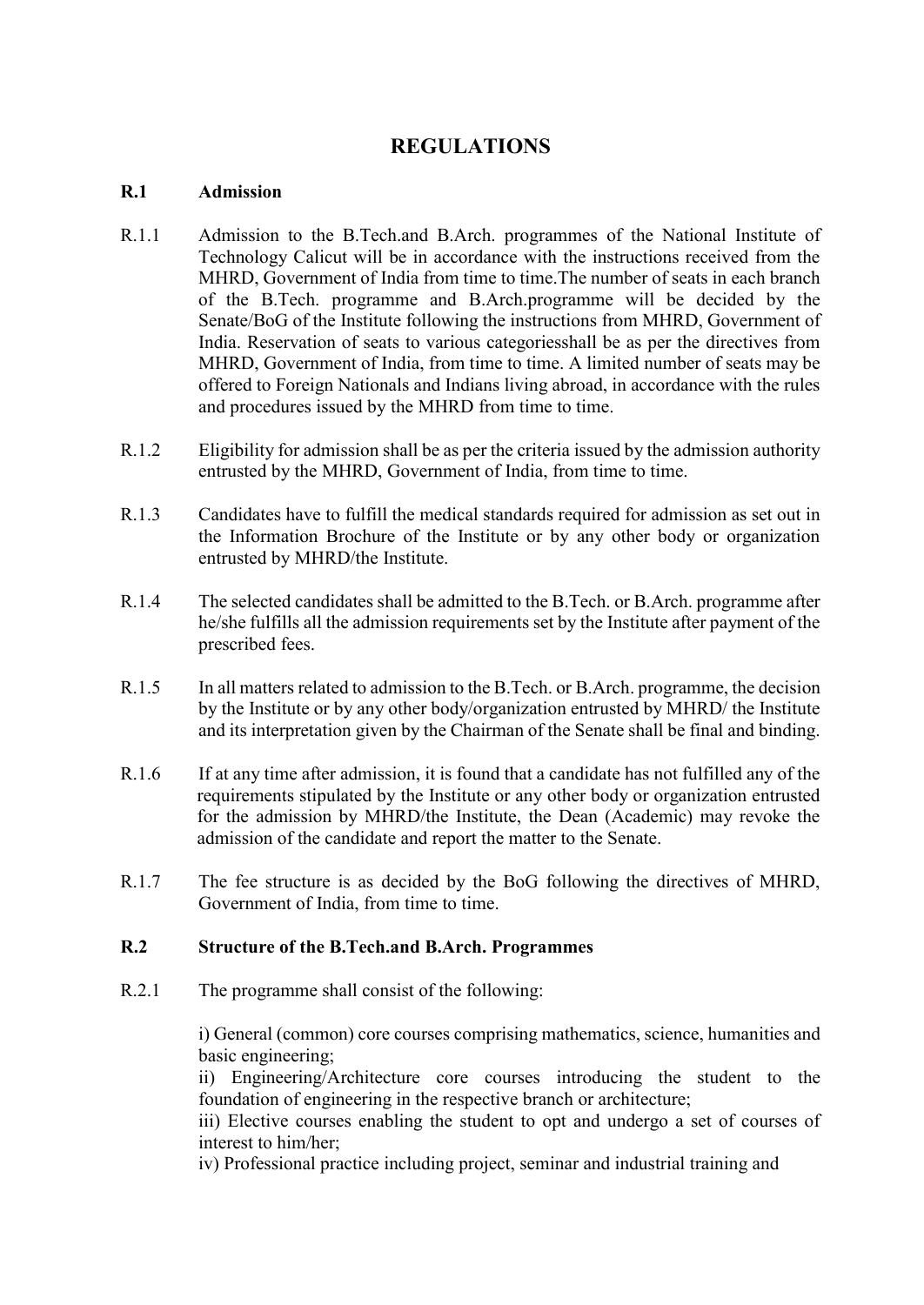# REGULATIONS

## R.1 Admission

R.1.1 Admission to the B.Tech.and B.Arch. programmes of the National Institute of Technology Calicut will be in accordance with the instructions received from the MHRD, Government of India from time to time.The number of seats in each branch of the B.Tech. programme and B.Arch.programme will be decided by the Senate/BoG of the Institute following the instructions from MHRD, Government of India. Reservation of seats to various categoriesshall be as per the directives from MHRD, Government of India, from time to time. A limited number of seats may be offered to Foreign Nationals and Indians living abroad, in accordance with the rules and procedures issued by the MHRD from time to time.

R.1.2 Eligibility for admission shall be as per the criteria issued by the admission authority entrusted by the MHRD, Government of India, from time to time.

R.1.3 Candidates have to fulfill the medical standards required for admission as set out in the Information Brochure of the Institute or by any other body or organization entrusted by MHRD/the Institute.

R.1.4 The selected candidates shall be admitted to the B.Tech. or B.Arch. programme after he/she fulfills all the admission requirements set by the Institute after payment of the prescribed fees.

R.1.5 In all matters related to admission to the B.Tech. or B.Arch. programme, the decision by the Institute or by any other body/organization entrusted by MHRD/ the Institute and its interpretation given by the Chairman of the Senate shall be final and binding.

R.1.6 If at any time after admission, it is found that a candidate has not fulfilled any of the requirements stipulated by the Institute or any other body or organization entrusted for the admission by MHRD/the Institute, the Dean (Academic) may revoke the admission of the candidate and report the matter to the Senate.

R.1.7 The fee structure is as decided by the BoG following the directives of MHRD, Government of India, from time to time.

## R.2 Structure of the B.Tech.and B.Arch. Programmes

R.2.1 The programme shall consist of the following:

i) General (common) core courses comprising mathematics, science, humanities and basic engineering;
ii) Engineering/Architecture core courses introducing the student to the foundation of engineering in the respective branch or architecture;
iii) Elective courses enabling the student to opt and undergo a set of courses of interest to him/her;
iv) Professional practice including project, seminar and industrial training and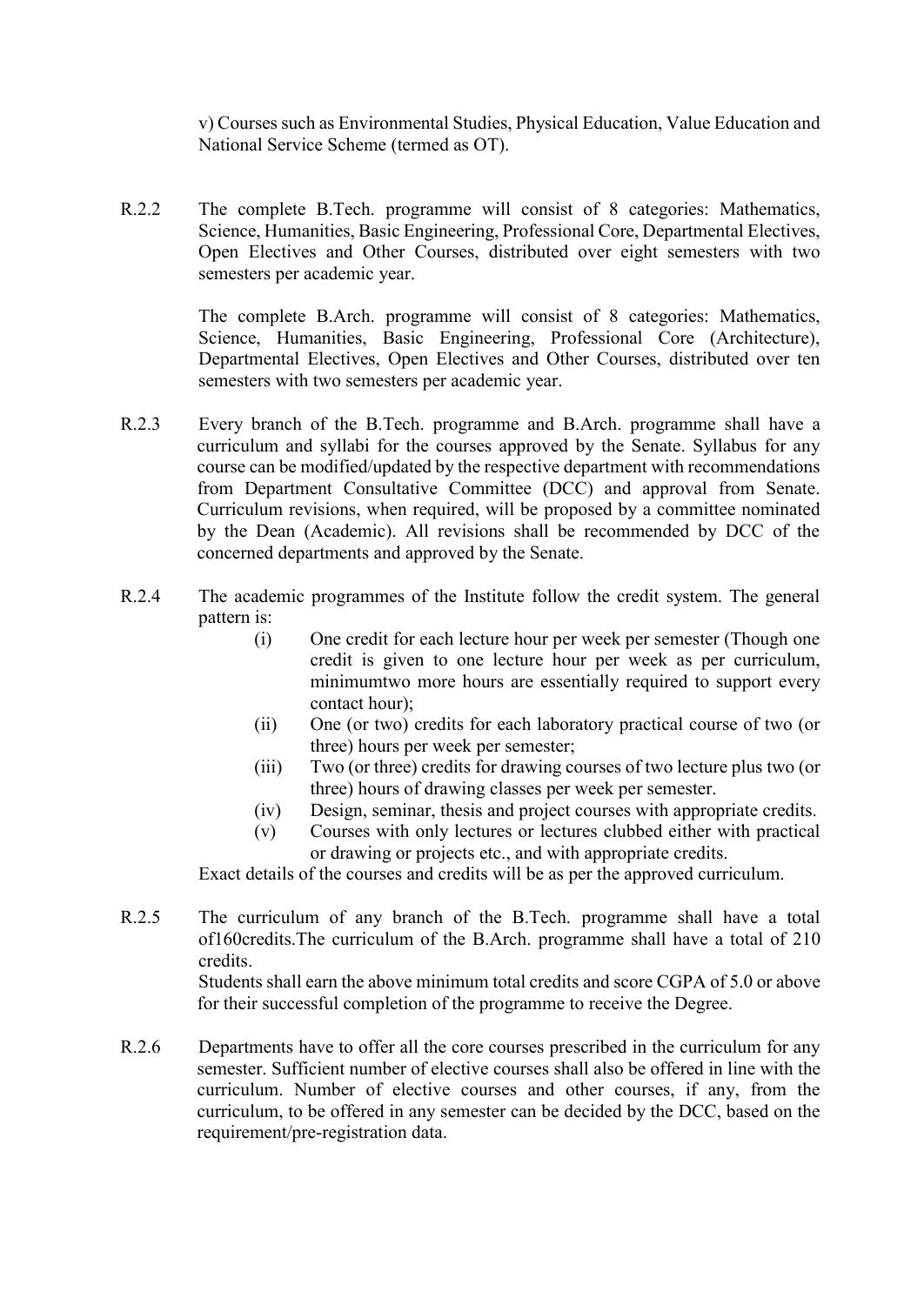v) Courses such as Environmental Studies, Physical Education, Value Education and National Service Scheme (termed as OT).

R.2.2 The complete B.Tech. programme will consist of 8 categories: Mathematics, Science, Humanities, Basic Engineering, Professional Core, Departmental Electives, Open Electives and Other Courses, distributed over eight semesters with two semesters per academic year.

The complete B.Arch. programme will consist of 8 categories: Mathematics, Science, Humanities, Basic Engineering, Professional Core (Architecture), Departmental Electives, Open Electives and Other Courses, distributed over ten semesters with two semesters per academic year.

R.2.3 Every branch of the B.Tech. programme and B.Arch. programme shall have a curriculum and syllabi for the courses approved by the Senate. Syllabus for any course can be modified/updated by the respective department with recommendations from Department Consultative Committee (DCC) and approval from Senate. Curriculum revisions, when required, will be proposed by a committee nominated by the Dean (Academic). All revisions shall be recommended by DCC of the concerned departments and approved by the Senate.

R.2.4 The academic programmes of the Institute follow the credit system. The general pattern is:

- (i) One credit for each lecture hour per week per semester (Though one credit is given to one lecture hour per week as per curriculum, minimumtwo more hours are essentially required to support every contact hour);
- (ii) One (or two) credits for each laboratory practical course of two (or three) hours per week per semester;
- (iii) Two (or three) credits for drawing courses of two lecture plus two (or three) hours of drawing classes per week per semester.
- (iv) Design, seminar, thesis and project courses with appropriate credits.
- (v) Courses with only lectures or lectures clubbed either with practical or drawing or projects etc., and with appropriate credits.

Exact details of the courses and credits will be as per the approved curriculum.

R.2.5 The curriculum of any branch of the B.Tech. programme shall have a total of160credits.The curriculum of the B.Arch. programme shall have a total of 210 credits.

Students shall earn the above minimum total credits and score CGPA of 5.0 or above for their successful completion of the programme to receive the Degree.

R.2.6 Departments have to offer all the core courses prescribed in the curriculum for any semester. Sufficient number of elective courses shall also be offered in line with the curriculum. Number of elective courses and other courses, if any, from the curriculum, to be offered in any semester can be decided by the DCC, based on the requirement/pre-registration data.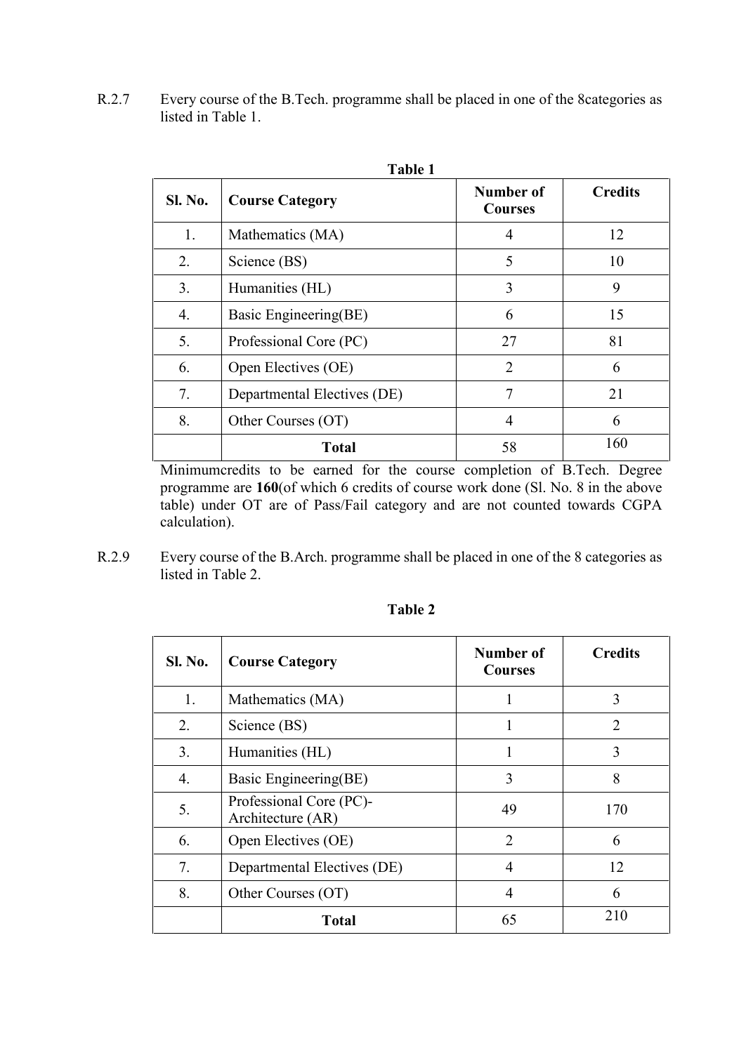R.2.7 Every course of the B.Tech. programme shall be placed in one of the 8categories as listed in Table 1.

**Table 1**

| Sl. No. | Course Category | Number of Courses | Credits |
|---|---|---|---|
| 1. | Mathematics (MA) | 4 | 12 |
| 2. | Science (BS) | 5 | 10 |
| 3. | Humanities (HL) | 3 | 9 |
| 4. | Basic Engineering(BE) | 6 | 15 |
| 5. | Professional Core (PC) | 27 | 81 |
| 6. | Open Electives (OE) | 2 | 6 |
| 7. | Departmental Electives (DE) | 7 | 21 |
| 8. | Other Courses (OT) | 4 | 6 |
| | **Total** | 58 | 160 |

Minimumcredits to be earned for the course completion of B.Tech. Degree programme are **160**(of which 6 credits of course work done (Sl. No. 8 in the above table) under OT are of Pass/Fail category and are not counted towards CGPA calculation).

R.2.9 Every course of the B.Arch. programme shall be placed in one of the 8 categories as listed in Table 2.

**Table 2**

| Sl. No. | Course Category | Number of Courses | Credits |
|---|---|---|---|
| 1. | Mathematics (MA) | 1 | 3 |
| 2. | Science (BS) | 1 | 2 |
| 3. | Humanities (HL) | 1 | 3 |
| 4. | Basic Engineering(BE) | 3 | 8 |
| 5. | Professional Core (PC)-Architecture (AR) | 49 | 170 |
| 6. | Open Electives (OE) | 2 | 6 |
| 7. | Departmental Electives (DE) | 4 | 12 |
| 8. | Other Courses (OT) | 4 | 6 |
| | **Total** | 65 | 210 |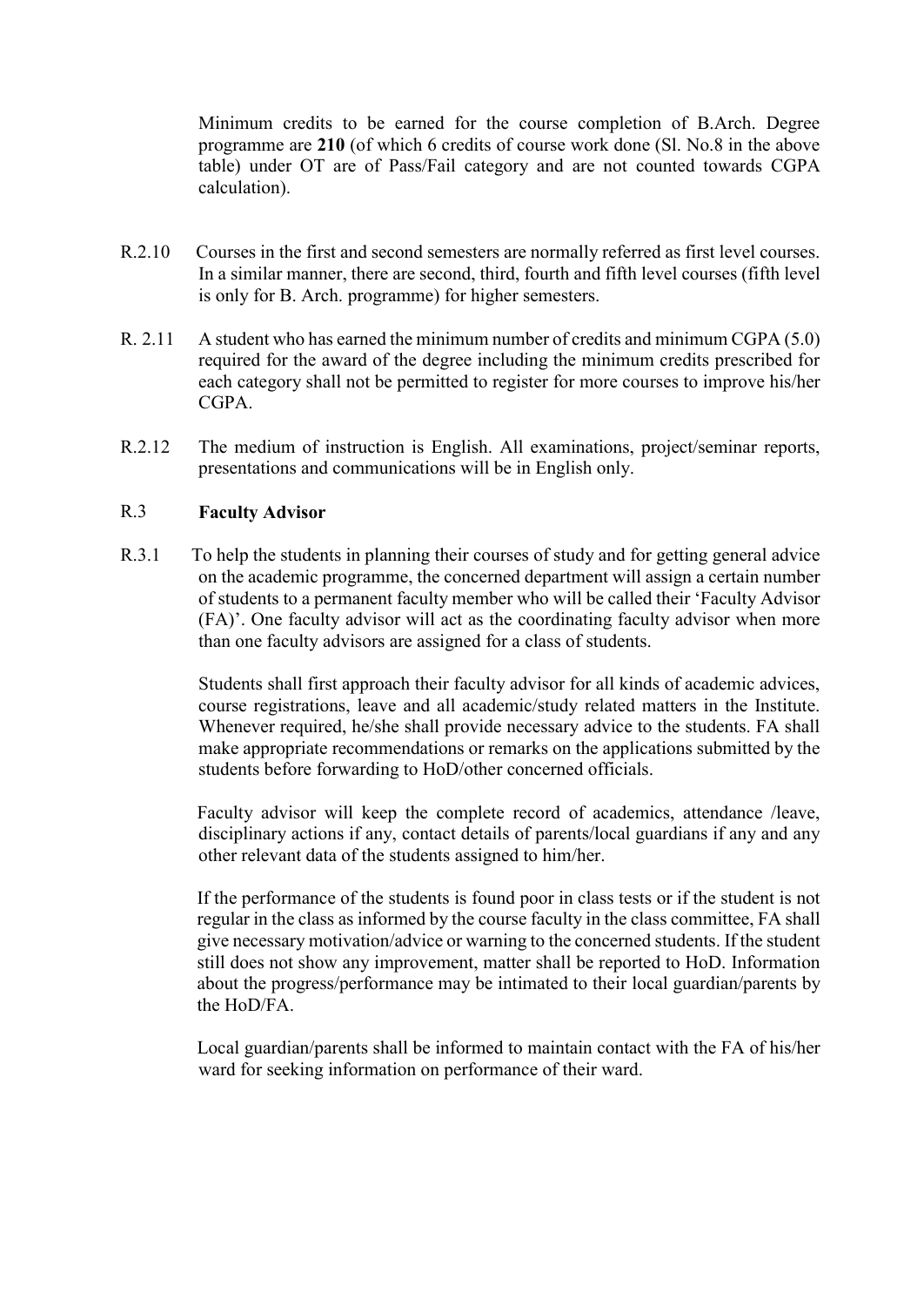Minimum credits to be earned for the course completion of B.Arch. Degree programme are **210** (of which 6 credits of course work done (Sl. No.8 in the above table) under OT are of Pass/Fail category and are not counted towards CGPA calculation).

R.2.10 Courses in the first and second semesters are normally referred as first level courses. In a similar manner, there are second, third, fourth and fifth level courses (fifth level is only for B. Arch. programme) for higher semesters.

R. 2.11 A student who has earned the minimum number of credits and minimum CGPA (5.0) required for the award of the degree including the minimum credits prescribed for each category shall not be permitted to register for more courses to improve his/her CGPA.

R.2.12 The medium of instruction is English. All examinations, project/seminar reports, presentations and communications will be in English only.

## R.3 **Faculty Advisor**

R.3.1 To help the students in planning their courses of study and for getting general advice on the academic programme, the concerned department will assign a certain number of students to a permanent faculty member who will be called their 'Faculty Advisor (FA)'. One faculty advisor will act as the coordinating faculty advisor when more than one faculty advisors are assigned for a class of students.

Students shall first approach their faculty advisor for all kinds of academic advices, course registrations, leave and all academic/study related matters in the Institute. Whenever required, he/she shall provide necessary advice to the students. FA shall make appropriate recommendations or remarks on the applications submitted by the students before forwarding to HoD/other concerned officials.

Faculty advisor will keep the complete record of academics, attendance /leave, disciplinary actions if any, contact details of parents/local guardians if any and any other relevant data of the students assigned to him/her.

If the performance of the students is found poor in class tests or if the student is not regular in the class as informed by the course faculty in the class committee, FA shall give necessary motivation/advice or warning to the concerned students. If the student still does not show any improvement, matter shall be reported to HoD. Information about the progress/performance may be intimated to their local guardian/parents by the HoD/FA.

Local guardian/parents shall be informed to maintain contact with the FA of his/her ward for seeking information on performance of their ward.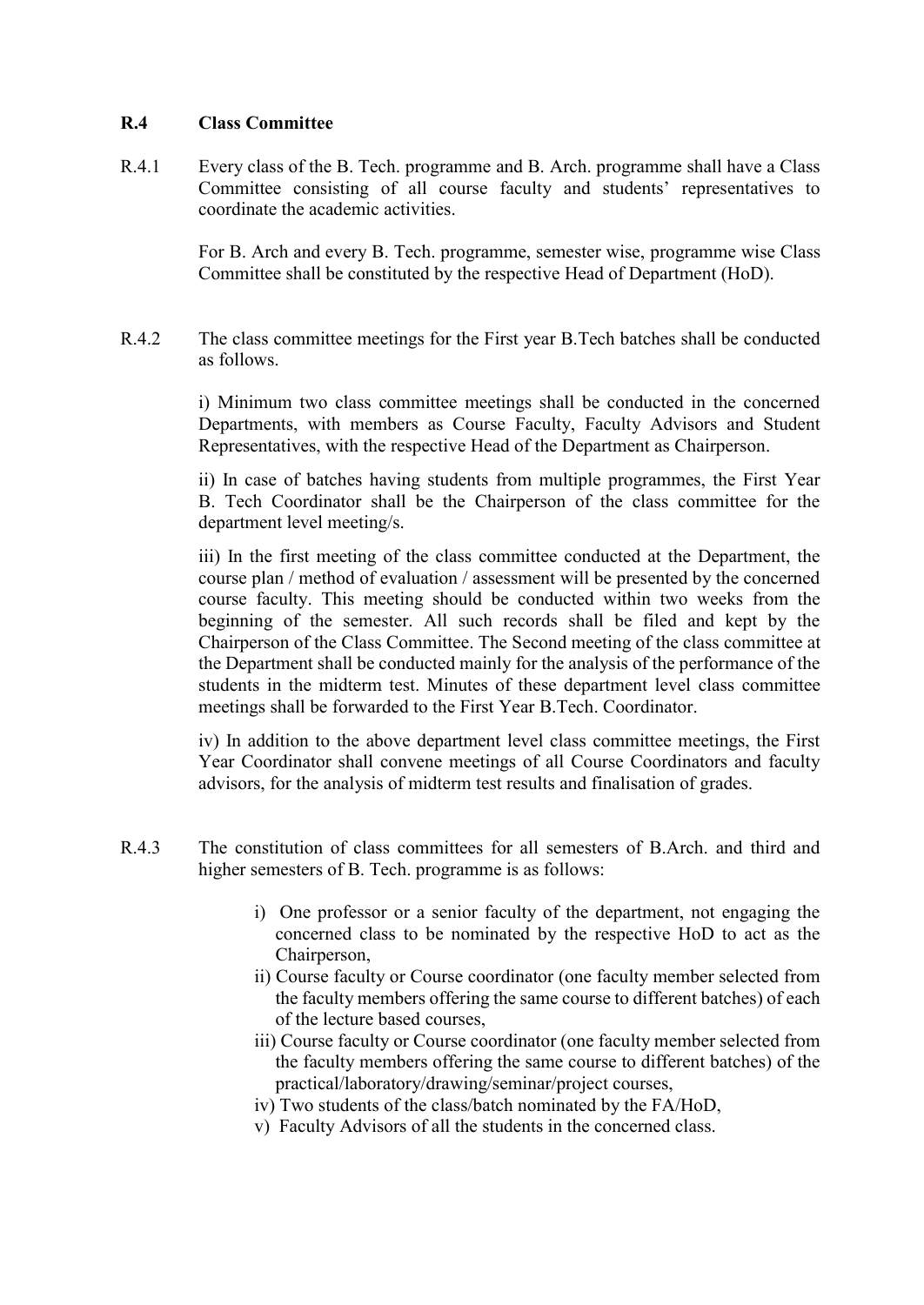## R.4 Class Committee

R.4.1 Every class of the B. Tech. programme and B. Arch. programme shall have a Class Committee consisting of all course faculty and students' representatives to coordinate the academic activities.

For B. Arch and every B. Tech. programme, semester wise, programme wise Class Committee shall be constituted by the respective Head of Department (HoD).

R.4.2 The class committee meetings for the First year B.Tech batches shall be conducted as follows.

i) Minimum two class committee meetings shall be conducted in the concerned Departments, with members as Course Faculty, Faculty Advisors and Student Representatives, with the respective Head of the Department as Chairperson.

ii) In case of batches having students from multiple programmes, the First Year B. Tech Coordinator shall be the Chairperson of the class committee for the department level meeting/s.

iii) In the first meeting of the class committee conducted at the Department, the course plan / method of evaluation / assessment will be presented by the concerned course faculty. This meeting should be conducted within two weeks from the beginning of the semester. All such records shall be filed and kept by the Chairperson of the Class Committee. The Second meeting of the class committee at the Department shall be conducted mainly for the analysis of the performance of the students in the midterm test. Minutes of these department level class committee meetings shall be forwarded to the First Year B.Tech. Coordinator.

iv) In addition to the above department level class committee meetings, the First Year Coordinator shall convene meetings of all Course Coordinators and faculty advisors, for the analysis of midterm test results and finalisation of grades.

R.4.3 The constitution of class committees for all semesters of B.Arch. and third and higher semesters of B. Tech. programme is as follows:

i) One professor or a senior faculty of the department, not engaging the concerned class to be nominated by the respective HoD to act as the Chairperson,
ii) Course faculty or Course coordinator (one faculty member selected from the faculty members offering the same course to different batches) of each of the lecture based courses,
iii) Course faculty or Course coordinator (one faculty member selected from the faculty members offering the same course to different batches) of the practical/laboratory/drawing/seminar/project courses,
iv) Two students of the class/batch nominated by the FA/HoD,
v) Faculty Advisors of all the students in the concerned class.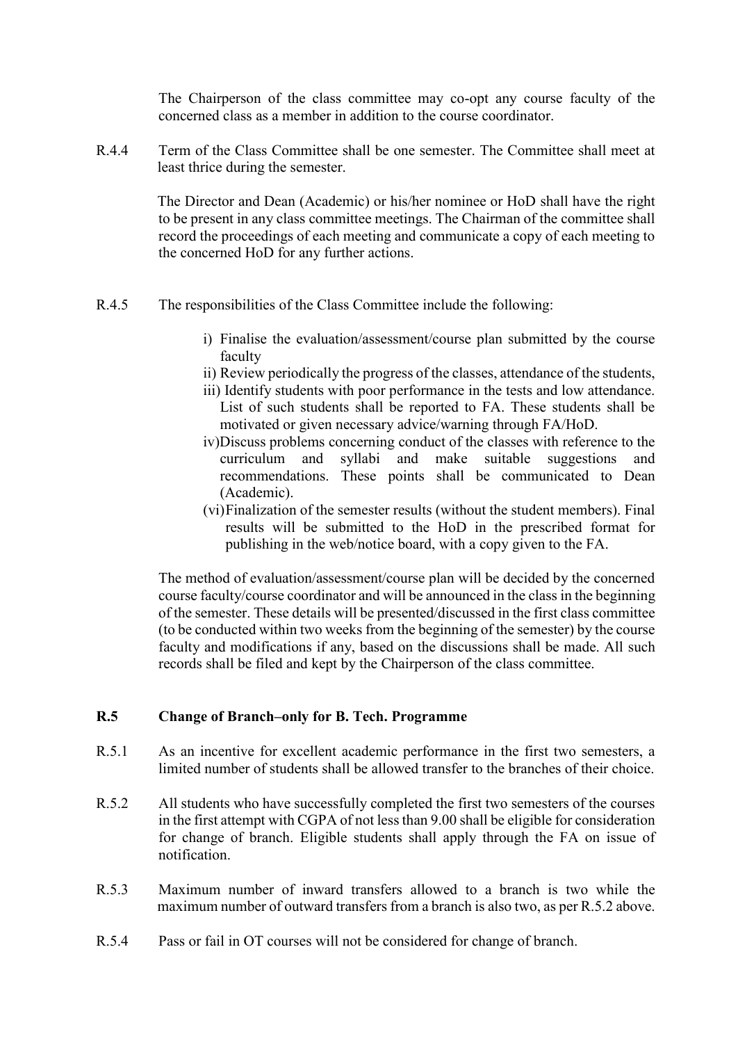The Chairperson of the class committee may co-opt any course faculty of the concerned class as a member in addition to the course coordinator.

R.4.4 Term of the Class Committee shall be one semester. The Committee shall meet at least thrice during the semester.

The Director and Dean (Academic) or his/her nominee or HoD shall have the right to be present in any class committee meetings. The Chairman of the committee shall record the proceedings of each meeting and communicate a copy of each meeting to the concerned HoD for any further actions.

R.4.5 The responsibilities of the Class Committee include the following:

i) Finalise the evaluation/assessment/course plan submitted by the course faculty
ii) Review periodically the progress of the classes, attendance of the students,
iii) Identify students with poor performance in the tests and low attendance. List of such students shall be reported to FA. These students shall be motivated or given necessary advice/warning through FA/HoD.
iv) Discuss problems concerning conduct of the classes with reference to the curriculum and syllabi and make suitable suggestions and recommendations. These points shall be communicated to Dean (Academic).
(vi) Finalization of the semester results (without the student members). Final results will be submitted to the HoD in the prescribed format for publishing in the web/notice board, with a copy given to the FA.

The method of evaluation/assessment/course plan will be decided by the concerned course faculty/course coordinator and will be announced in the class in the beginning of the semester. These details will be presented/discussed in the first class committee (to be conducted within two weeks from the beginning of the semester) by the course faculty and modifications if any, based on the discussions shall be made. All such records shall be filed and kept by the Chairperson of the class committee.

**R.5 Change of Branch–only for B. Tech. Programme**

R.5.1 As an incentive for excellent academic performance in the first two semesters, a limited number of students shall be allowed transfer to the branches of their choice.

R.5.2 All students who have successfully completed the first two semesters of the courses in the first attempt with CGPA of not less than 9.00 shall be eligible for consideration for change of branch. Eligible students shall apply through the FA on issue of notification.

R.5.3 Maximum number of inward transfers allowed to a branch is two while the maximum number of outward transfers from a branch is also two, as per R.5.2 above.

R.5.4 Pass or fail in OT courses will not be considered for change of branch.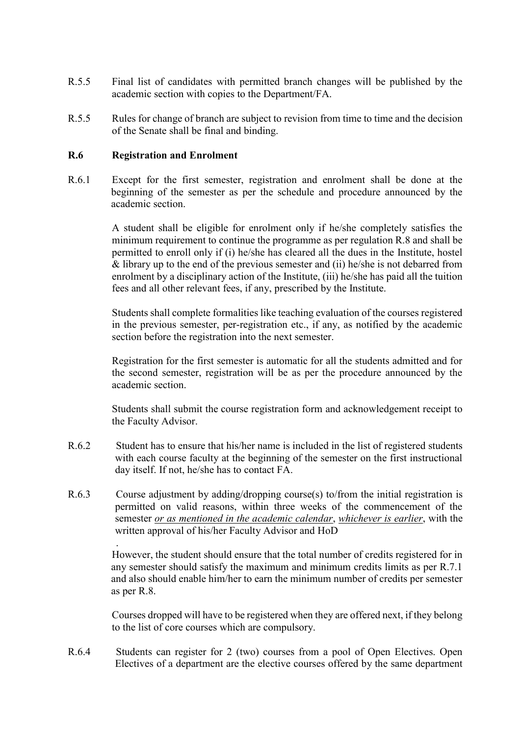R.5.5 Final list of candidates with permitted branch changes will be published by the academic section with copies to the Department/FA.

R.5.5 Rules for change of branch are subject to revision from time to time and the decision of the Senate shall be final and binding.

**R.6 Registration and Enrolment**

R.6.1 Except for the first semester, registration and enrolment shall be done at the beginning of the semester as per the schedule and procedure announced by the academic section.

A student shall be eligible for enrolment only if he/she completely satisfies the minimum requirement to continue the programme as per regulation R.8 and shall be permitted to enroll only if (i) he/she has cleared all the dues in the Institute, hostel & library up to the end of the previous semester and (ii) he/she is not debarred from enrolment by a disciplinary action of the Institute, (iii) he/she has paid all the tuition fees and all other relevant fees, if any, prescribed by the Institute.

Students shall complete formalities like teaching evaluation of the courses registered in the previous semester, per-registration etc., if any, as notified by the academic section before the registration into the next semester.

Registration for the first semester is automatic for all the students admitted and for the second semester, registration will be as per the procedure announced by the academic section.

Students shall submit the course registration form and acknowledgement receipt to the Faculty Advisor.

R.6.2 Student has to ensure that his/her name is included in the list of registered students with each course faculty at the beginning of the semester on the first instructional day itself. If not, he/she has to contact FA.

R.6.3 Course adjustment by adding/dropping course(s) to/from the initial registration is permitted on valid reasons, within three weeks of the commencement of the semester *or as mentioned in the academic calendar*, *whichever is earlier*, with the written approval of his/her Faculty Advisor and HoD

.

However, the student should ensure that the total number of credits registered for in any semester should satisfy the maximum and minimum credits limits as per R.7.1 and also should enable him/her to earn the minimum number of credits per semester as per R.8.

Courses dropped will have to be registered when they are offered next, if they belong to the list of core courses which are compulsory.

R.6.4 Students can register for 2 (two) courses from a pool of Open Electives. Open Electives of a department are the elective courses offered by the same department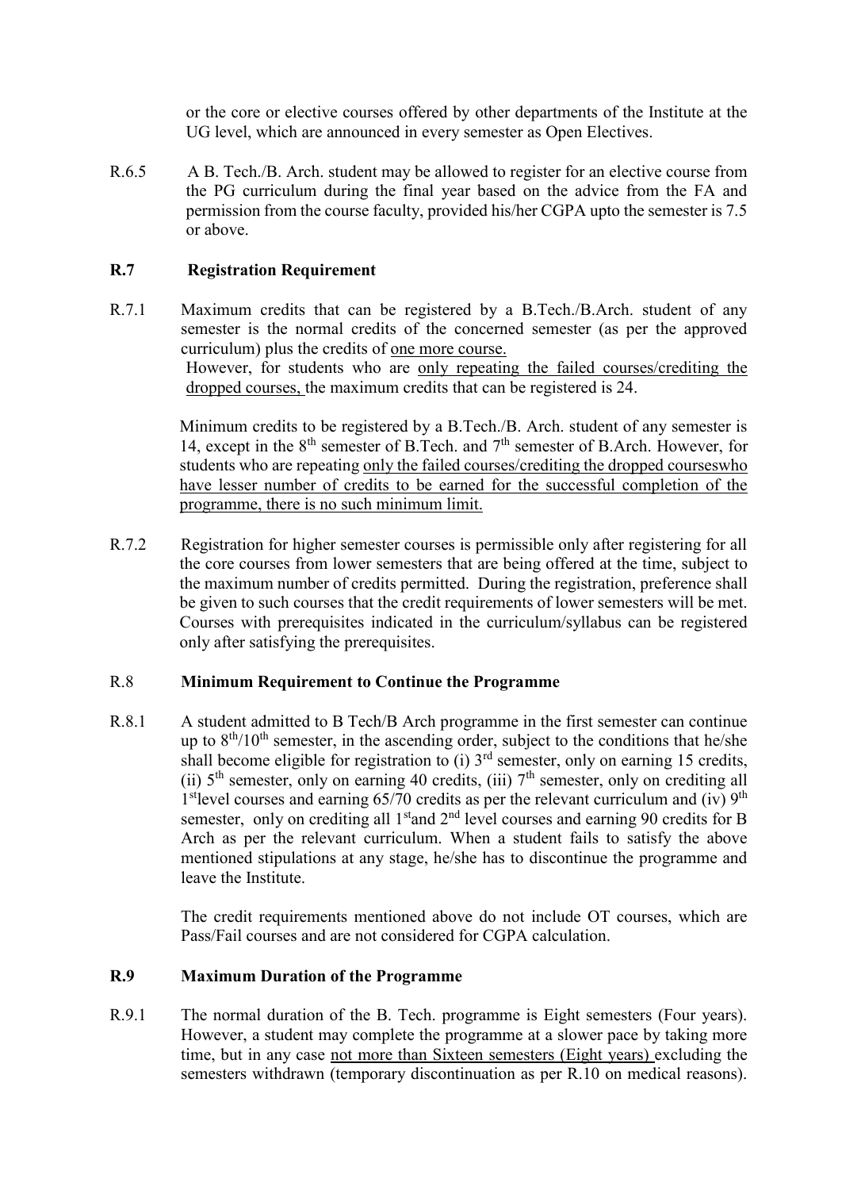or the core or elective courses offered by other departments of the Institute at the UG level, which are announced in every semester as Open Electives.

R.6.5 A B. Tech./B. Arch. student may be allowed to register for an elective course from the PG curriculum during the final year based on the advice from the FA and permission from the course faculty, provided his/her CGPA upto the semester is 7.5 or above.

### R.7 Registration Requirement

R.7.1 Maximum credits that can be registered by a B.Tech./B.Arch. student of any semester is the normal credits of the concerned semester (as per the approved curriculum) plus the credits of one more course.
However, for students who are only repeating the failed courses/crediting the dropped courses, the maximum credits that can be registered is 24.

Minimum credits to be registered by a B.Tech./B. Arch. student of any semester is 14, except in the 8th semester of B.Tech. and 7th semester of B.Arch. However, for students who are repeating only the failed courses/crediting the dropped courseswho have lesser number of credits to be earned for the successful completion of the programme, there is no such minimum limit.

R.7.2 Registration for higher semester courses is permissible only after registering for all the core courses from lower semesters that are being offered at the time, subject to the maximum number of credits permitted. During the registration, preference shall be given to such courses that the credit requirements of lower semesters will be met. Courses with prerequisites indicated in the curriculum/syllabus can be registered only after satisfying the prerequisites.

### R.8 Minimum Requirement to Continue the Programme

R.8.1 A student admitted to B Tech/B Arch programme in the first semester can continue up to 8th/10th semester, in the ascending order, subject to the conditions that he/she shall become eligible for registration to (i) 3rd semester, only on earning 15 credits, (ii) 5th semester, only on earning 40 credits, (iii) 7th semester, only on crediting all 1stlevel courses and earning 65/70 credits as per the relevant curriculum and (iv) 9th semester, only on crediting all 1stand 2nd level courses and earning 90 credits for B Arch as per the relevant curriculum. When a student fails to satisfy the above mentioned stipulations at any stage, he/she has to discontinue the programme and leave the Institute.

The credit requirements mentioned above do not include OT courses, which are Pass/Fail courses and are not considered for CGPA calculation.

### R.9 Maximum Duration of the Programme

R.9.1 The normal duration of the B. Tech. programme is Eight semesters (Four years). However, a student may complete the programme at a slower pace by taking more time, but in any case not more than Sixteen semesters (Eight years) excluding the semesters withdrawn (temporary discontinuation as per R.10 on medical reasons).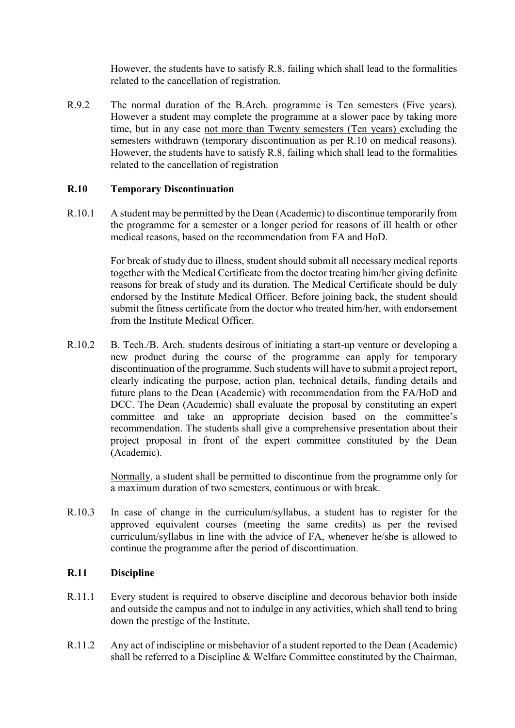However, the students have to satisfy R.8, failing which shall lead to the formalities related to the cancellation of registration.

R.9.2 The normal duration of the B.Arch. programme is Ten semesters (Five years). However a student may complete the programme at a slower pace by taking more time, but in any case <u>not more than Twenty semesters (Ten years)</u> excluding the semesters withdrawn (temporary discontinuation as per R.10 on medical reasons). However, the students have to satisfy R.8, failing which shall lead to the formalities related to the cancellation of registration

### R.10 Temporary Discontinuation

R.10.1 A student may be permitted by the Dean (Academic) to discontinue temporarily from the programme for a semester or a longer period for reasons of ill health or other medical reasons, based on the recommendation from FA and HoD.

For break of study due to illness, student should submit all necessary medical reports together with the Medical Certificate from the doctor treating him/her giving definite reasons for break of study and its duration. The Medical Certificate should be duly endorsed by the Institute Medical Officer. Before joining back, the student should submit the fitness certificate from the doctor who treated him/her, with endorsement from the Institute Medical Officer.

R.10.2 B. Tech./B. Arch. students desirous of initiating a start-up venture or developing a new product during the course of the programme can apply for temporary discontinuation of the programme. Such students will have to submit a project report, clearly indicating the purpose, action plan, technical details, funding details and future plans to the Dean (Academic) with recommendation from the FA/HoD and DCC. The Dean (Academic) shall evaluate the proposal by constituting an expert committee and take an appropriate decision based on the committee's recommendation. The students shall give a comprehensive presentation about their project proposal in front of the expert committee constituted by the Dean (Academic).

<u>Normally</u>, a student shall be permitted to discontinue from the programme only for a maximum duration of two semesters, continuous or with break.

R.10.3 In case of change in the curriculum/syllabus, a student has to register for the approved equivalent courses (meeting the same credits) as per the revised curriculum/syllabus in line with the advice of FA, whenever he/she is allowed to continue the programme after the period of discontinuation.

### R.11 Discipline

R.11.1 Every student is required to observe discipline and decorous behavior both inside and outside the campus and not to indulge in any activities, which shall tend to bring down the prestige of the Institute.

R.11.2 Any act of indiscipline or misbehavior of a student reported to the Dean (Academic) shall be referred to a Discipline & Welfare Committee constituted by the Chairman,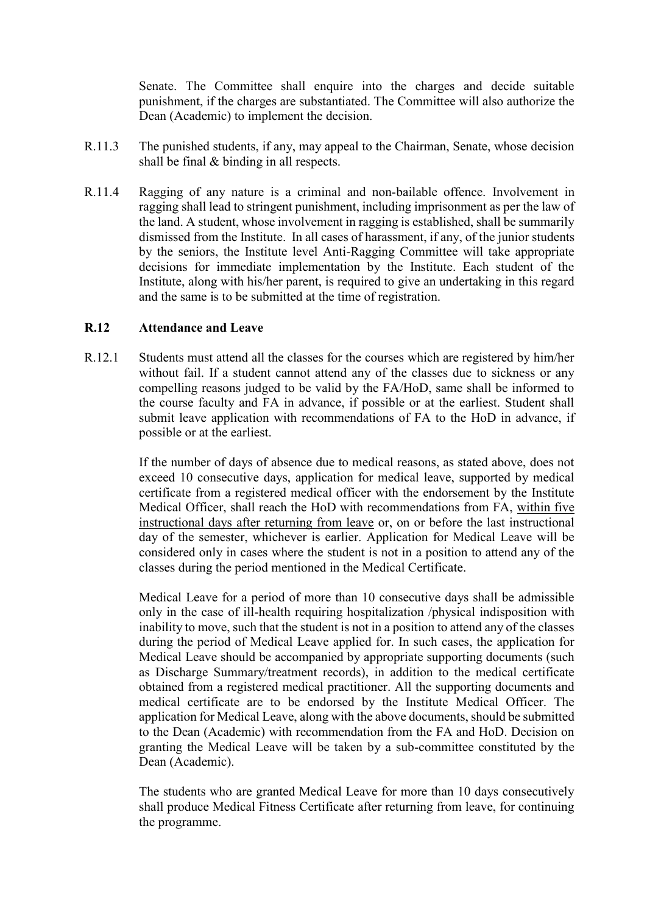Senate. The Committee shall enquire into the charges and decide suitable punishment, if the charges are substantiated. The Committee will also authorize the Dean (Academic) to implement the decision.

R.11.3 The punished students, if any, may appeal to the Chairman, Senate, whose decision shall be final & binding in all respects.

R.11.4 Ragging of any nature is a criminal and non-bailable offence. Involvement in ragging shall lead to stringent punishment, including imprisonment as per the law of the land. A student, whose involvement in ragging is established, shall be summarily dismissed from the Institute. In all cases of harassment, if any, of the junior students by the seniors, the Institute level Anti-Ragging Committee will take appropriate decisions for immediate implementation by the Institute. Each student of the Institute, along with his/her parent, is required to give an undertaking in this regard and the same is to be submitted at the time of registration.

## R.12 Attendance and Leave

R.12.1 Students must attend all the classes for the courses which are registered by him/her without fail. If a student cannot attend any of the classes due to sickness or any compelling reasons judged to be valid by the FA/HoD, same shall be informed to the course faculty and FA in advance, if possible or at the earliest. Student shall submit leave application with recommendations of FA to the HoD in advance, if possible or at the earliest.

If the number of days of absence due to medical reasons, as stated above, does not exceed 10 consecutive days, application for medical leave, supported by medical certificate from a registered medical officer with the endorsement by the Institute Medical Officer, shall reach the HoD with recommendations from FA, <u>within five instructional days after returning from leave</u> or, on or before the last instructional day of the semester, whichever is earlier. Application for Medical Leave will be considered only in cases where the student is not in a position to attend any of the classes during the period mentioned in the Medical Certificate.

Medical Leave for a period of more than 10 consecutive days shall be admissible only in the case of ill-health requiring hospitalization /physical indisposition with inability to move, such that the student is not in a position to attend any of the classes during the period of Medical Leave applied for. In such cases, the application for Medical Leave should be accompanied by appropriate supporting documents (such as Discharge Summary/treatment records), in addition to the medical certificate obtained from a registered medical practitioner. All the supporting documents and medical certificate are to be endorsed by the Institute Medical Officer. The application for Medical Leave, along with the above documents, should be submitted to the Dean (Academic) with recommendation from the FA and HoD. Decision on granting the Medical Leave will be taken by a sub-committee constituted by the Dean (Academic).

The students who are granted Medical Leave for more than 10 days consecutively shall produce Medical Fitness Certificate after returning from leave, for continuing the programme.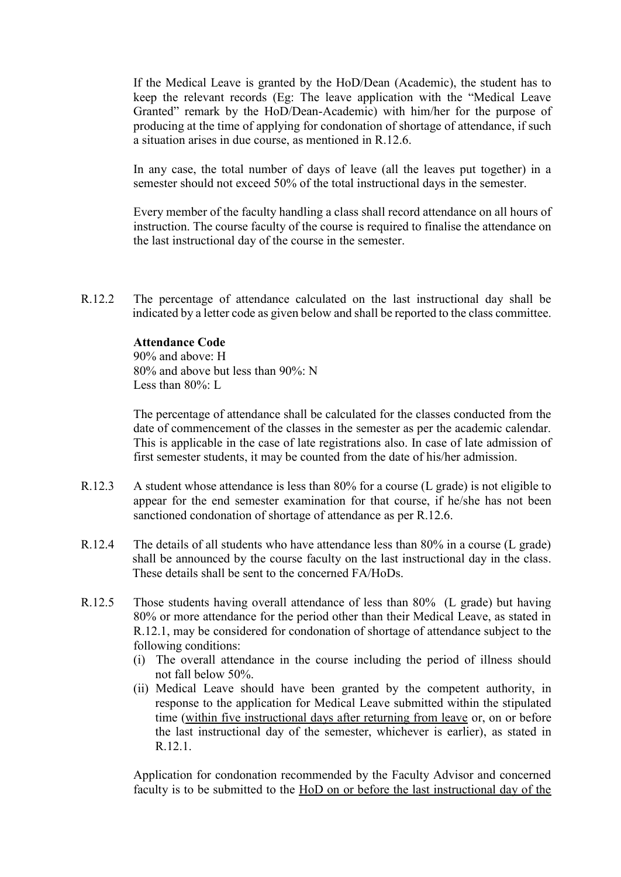If the Medical Leave is granted by the HoD/Dean (Academic), the student has to keep the relevant records (Eg: The leave application with the "Medical Leave Granted" remark by the HoD/Dean-Academic) with him/her for the purpose of producing at the time of applying for condonation of shortage of attendance, if such a situation arises in due course, as mentioned in R.12.6.

In any case, the total number of days of leave (all the leaves put together) in a semester should not exceed 50% of the total instructional days in the semester.

Every member of the faculty handling a class shall record attendance on all hours of instruction. The course faculty of the course is required to finalise the attendance on the last instructional day of the course in the semester.

R.12.2 The percentage of attendance calculated on the last instructional day shall be indicated by a letter code as given below and shall be reported to the class committee.

**Attendance Code**
90% and above: H
80% and above but less than 90%: N
Less than 80%: L

The percentage of attendance shall be calculated for the classes conducted from the date of commencement of the classes in the semester as per the academic calendar. This is applicable in the case of late registrations also. In case of late admission of first semester students, it may be counted from the date of his/her admission.

R.12.3 A student whose attendance is less than 80% for a course (L grade) is not eligible to appear for the end semester examination for that course, if he/she has not been sanctioned condonation of shortage of attendance as per R.12.6.

R.12.4 The details of all students who have attendance less than 80% in a course (L grade) shall be announced by the course faculty on the last instructional day in the class. These details shall be sent to the concerned FA/HoDs.

R.12.5 Those students having overall attendance of less than 80% (L grade) but having 80% or more attendance for the period other than their Medical Leave, as stated in R.12.1, may be considered for condonation of shortage of attendance subject to the following conditions:

(i) The overall attendance in the course including the period of illness should not fall below 50%.
(ii) Medical Leave should have been granted by the competent authority, in response to the application for Medical Leave submitted within the stipulated time (<u>within five instructional days after returning from leave</u> or, on or before the last instructional day of the semester, whichever is earlier), as stated in R.12.1.

Application for condonation recommended by the Faculty Advisor and concerned faculty is to be submitted to the <u>HoD on or before the last instructional day of the</u>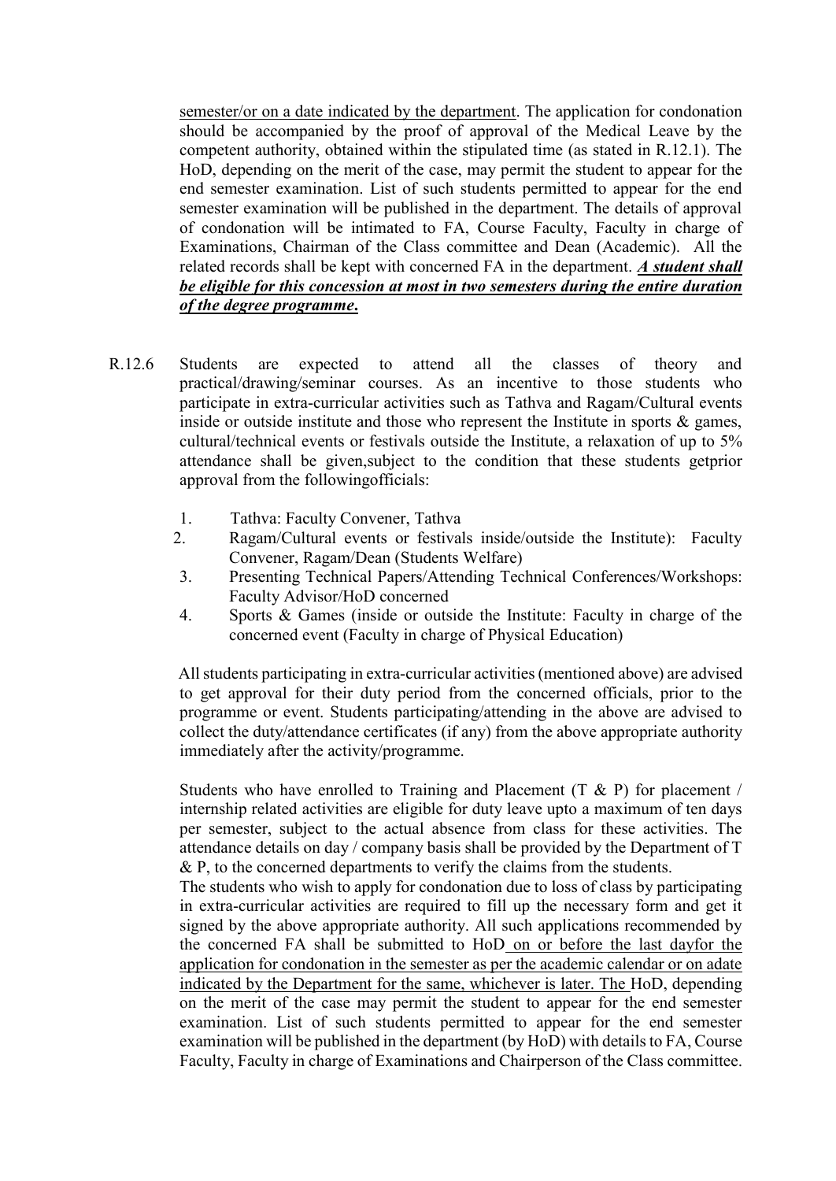semester/or on a date indicated by the department. The application for condonation should be accompanied by the proof of approval of the Medical Leave by the competent authority, obtained within the stipulated time (as stated in R.12.1). The HoD, depending on the merit of the case, may permit the student to appear for the end semester examination. List of such students permitted to appear for the end semester examination will be published in the department. The details of approval of condonation will be intimated to FA, Course Faculty, Faculty in charge of Examinations, Chairman of the Class committee and Dean (Academic). All the related records shall be kept with concerned FA in the department. ***A student shall be eligible for this concession at most in two semesters during the entire duration of the degree programme.***

R.12.6 Students are expected to attend all the classes of theory and practical/drawing/seminar courses. As an incentive to those students who participate in extra-curricular activities such as Tathva and Ragam/Cultural events inside or outside institute and those who represent the Institute in sports & games, cultural/technical events or festivals outside the Institute, a relaxation of up to 5% attendance shall be given,subject to the condition that these students getprior approval from the followingofficials:

1. Tathva: Faculty Convener, Tathva
2. Ragam/Cultural events or festivals inside/outside the Institute): Faculty Convener, Ragam/Dean (Students Welfare)
3. Presenting Technical Papers/Attending Technical Conferences/Workshops: Faculty Advisor/HoD concerned
4. Sports & Games (inside or outside the Institute: Faculty in charge of the concerned event (Faculty in charge of Physical Education)

All students participating in extra-curricular activities (mentioned above) are advised to get approval for their duty period from the concerned officials, prior to the programme or event. Students participating/attending in the above are advised to collect the duty/attendance certificates (if any) from the above appropriate authority immediately after the activity/programme.

Students who have enrolled to Training and Placement (T & P) for placement / internship related activities are eligible for duty leave upto a maximum of ten days per semester, subject to the actual absence from class for these activities. The attendance details on day / company basis shall be provided by the Department of T & P, to the concerned departments to verify the claims from the students.

The students who wish to apply for condonation due to loss of class by participating in extra-curricular activities are required to fill up the necessary form and get it signed by the above appropriate authority. All such applications recommended by the concerned FA shall be submitted to HoD on or before the last dayfor the application for condonation in the semester as per the academic calendar or on adate indicated by the Department for the same, whichever is later. The HoD, depending on the merit of the case may permit the student to appear for the end semester examination. List of such students permitted to appear for the end semester examination will be published in the department (by HoD) with details to FA, Course Faculty, Faculty in charge of Examinations and Chairperson of the Class committee.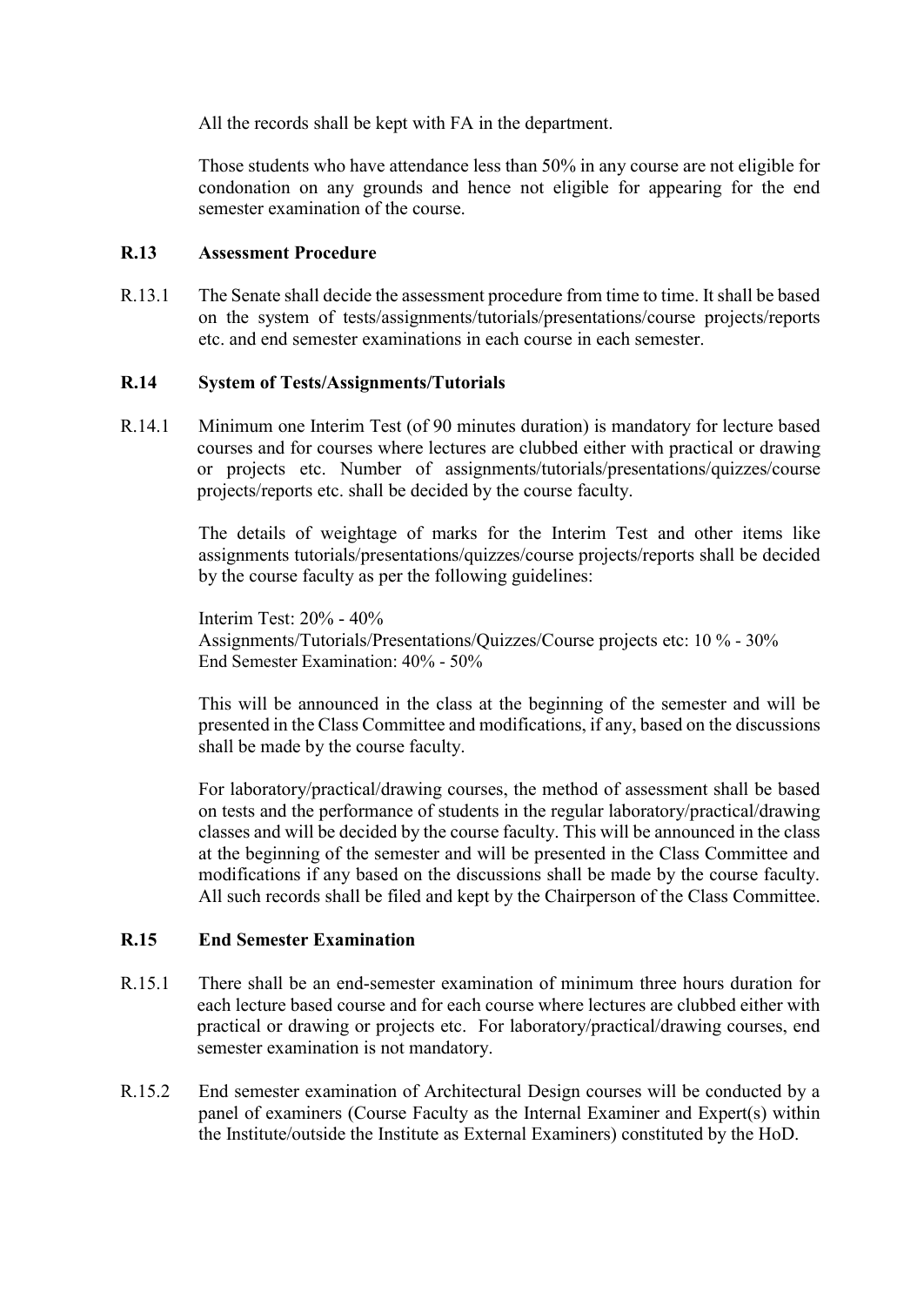All the records shall be kept with FA in the department.

Those students who have attendance less than 50% in any course are not eligible for condonation on any grounds and hence not eligible for appearing for the end semester examination of the course.

## R.13 Assessment Procedure

R.13.1 The Senate shall decide the assessment procedure from time to time. It shall be based on the system of tests/assignments/tutorials/presentations/course projects/reports etc. and end semester examinations in each course in each semester.

## R.14 System of Tests/Assignments/Tutorials

R.14.1 Minimum one Interim Test (of 90 minutes duration) is mandatory for lecture based courses and for courses where lectures are clubbed either with practical or drawing or projects etc. Number of assignments/tutorials/presentations/quizzes/course projects/reports etc. shall be decided by the course faculty.

The details of weightage of marks for the Interim Test and other items like assignments tutorials/presentations/quizzes/course projects/reports shall be decided by the course faculty as per the following guidelines:

Interim Test: 20% - 40%
Assignments/Tutorials/Presentations/Quizzes/Course projects etc: 10 % - 30%
End Semester Examination: 40% - 50%

This will be announced in the class at the beginning of the semester and will be presented in the Class Committee and modifications, if any, based on the discussions shall be made by the course faculty.

For laboratory/practical/drawing courses, the method of assessment shall be based on tests and the performance of students in the regular laboratory/practical/drawing classes and will be decided by the course faculty. This will be announced in the class at the beginning of the semester and will be presented in the Class Committee and modifications if any based on the discussions shall be made by the course faculty. All such records shall be filed and kept by the Chairperson of the Class Committee.

## R.15 End Semester Examination

R.15.1 There shall be an end-semester examination of minimum three hours duration for each lecture based course and for each course where lectures are clubbed either with practical or drawing or projects etc. For laboratory/practical/drawing courses, end semester examination is not mandatory.

R.15.2 End semester examination of Architectural Design courses will be conducted by a panel of examiners (Course Faculty as the Internal Examiner and Expert(s) within the Institute/outside the Institute as External Examiners) constituted by the HoD.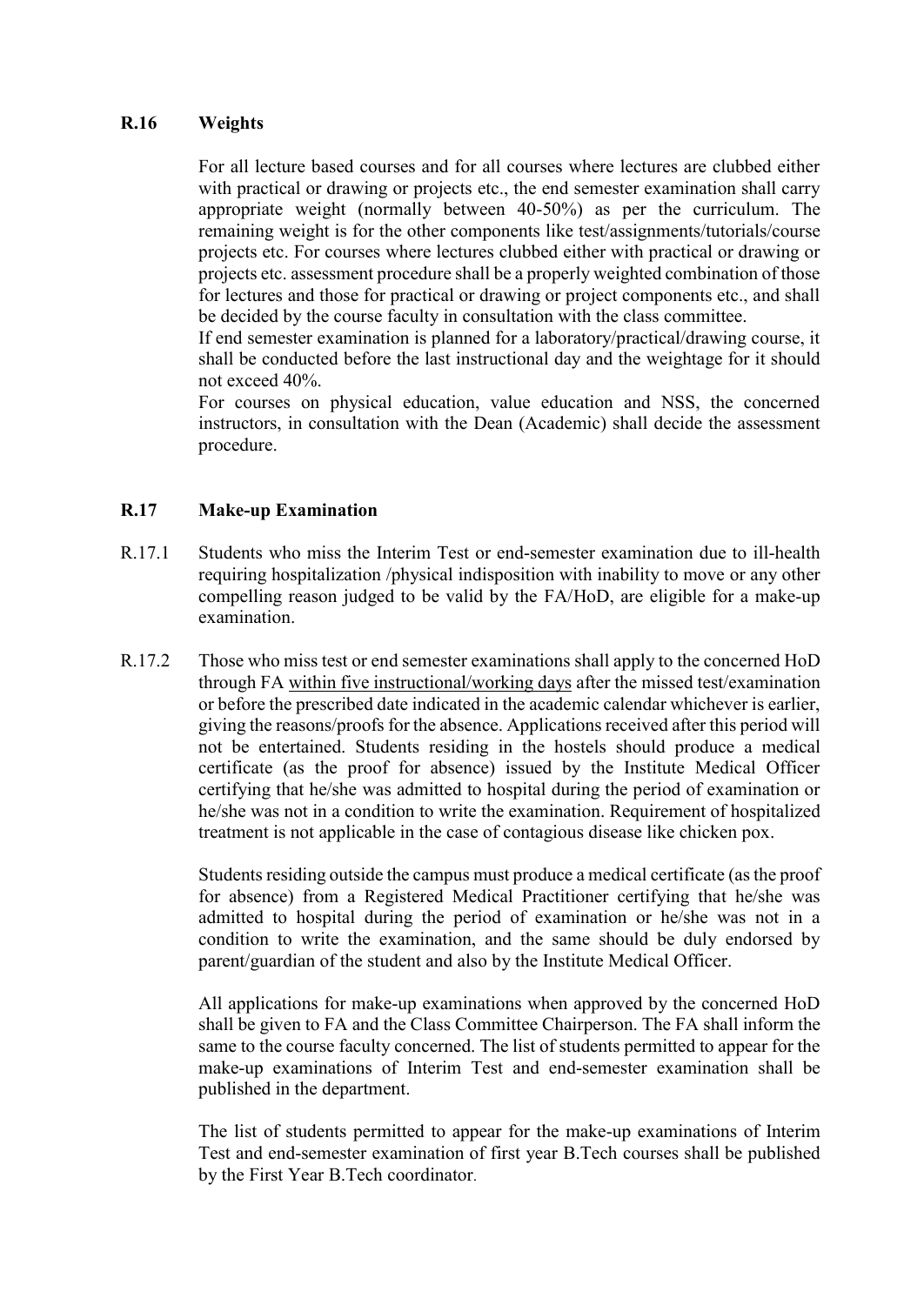## R.16 Weights

For all lecture based courses and for all courses where lectures are clubbed either with practical or drawing or projects etc., the end semester examination shall carry appropriate weight (normally between 40-50%) as per the curriculum. The remaining weight is for the other components like test/assignments/tutorials/course projects etc. For courses where lectures clubbed either with practical or drawing or projects etc. assessment procedure shall be a properly weighted combination of those for lectures and those for practical or drawing or project components etc., and shall be decided by the course faculty in consultation with the class committee.

If end semester examination is planned for a laboratory/practical/drawing course, it shall be conducted before the last instructional day and the weightage for it should not exceed 40%.

For courses on physical education, value education and NSS, the concerned instructors, in consultation with the Dean (Academic) shall decide the assessment procedure.

## R.17 Make-up Examination

R.17.1 Students who miss the Interim Test or end-semester examination due to ill-health requiring hospitalization /physical indisposition with inability to move or any other compelling reason judged to be valid by the FA/HoD, are eligible for a make-up examination.

R.17.2 Those who miss test or end semester examinations shall apply to the concerned HoD through FA <u>within five instructional/working days</u> after the missed test/examination or before the prescribed date indicated in the academic calendar whichever is earlier, giving the reasons/proofs for the absence. Applications received after this period will not be entertained. Students residing in the hostels should produce a medical certificate (as the proof for absence) issued by the Institute Medical Officer certifying that he/she was admitted to hospital during the period of examination or he/she was not in a condition to write the examination. Requirement of hospitalized treatment is not applicable in the case of contagious disease like chicken pox.

Students residing outside the campus must produce a medical certificate (as the proof for absence) from a Registered Medical Practitioner certifying that he/she was admitted to hospital during the period of examination or he/she was not in a condition to write the examination, and the same should be duly endorsed by parent/guardian of the student and also by the Institute Medical Officer.

All applications for make-up examinations when approved by the concerned HoD shall be given to FA and the Class Committee Chairperson. The FA shall inform the same to the course faculty concerned. The list of students permitted to appear for the make-up examinations of Interim Test and end-semester examination shall be published in the department.

The list of students permitted to appear for the make-up examinations of Interim Test and end-semester examination of first year B.Tech courses shall be published by the First Year B.Tech coordinator.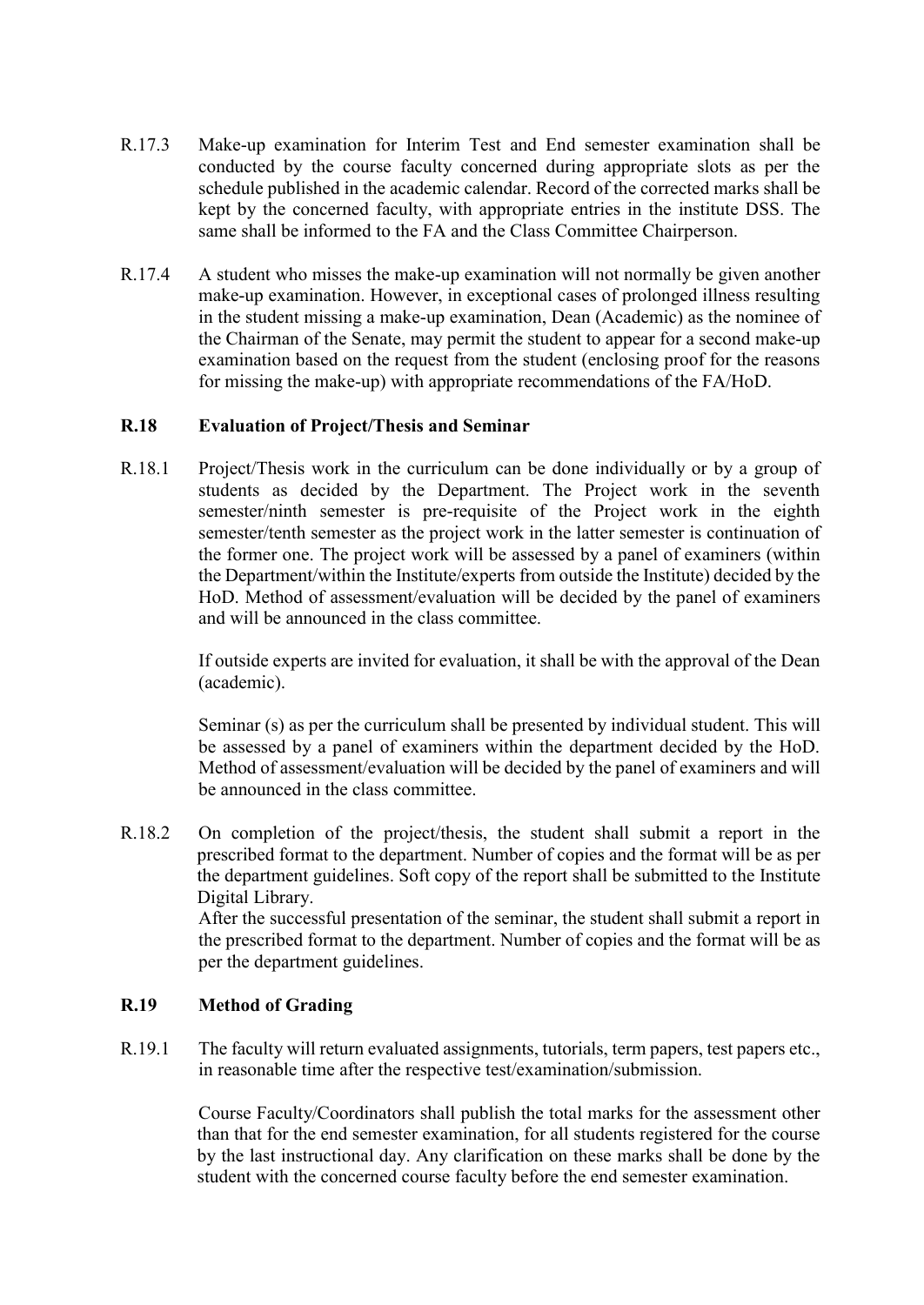R.17.3 Make-up examination for Interim Test and End semester examination shall be conducted by the course faculty concerned during appropriate slots as per the schedule published in the academic calendar. Record of the corrected marks shall be kept by the concerned faculty, with appropriate entries in the institute DSS. The same shall be informed to the FA and the Class Committee Chairperson.

R.17.4 A student who misses the make-up examination will not normally be given another make-up examination. However, in exceptional cases of prolonged illness resulting in the student missing a make-up examination, Dean (Academic) as the nominee of the Chairman of the Senate, may permit the student to appear for a second make-up examination based on the request from the student (enclosing proof for the reasons for missing the make-up) with appropriate recommendations of the FA/HoD.

### R.18 Evaluation of Project/Thesis and Seminar

R.18.1 Project/Thesis work in the curriculum can be done individually or by a group of students as decided by the Department. The Project work in the seventh semester/ninth semester is pre-requisite of the Project work in the eighth semester/tenth semester as the project work in the latter semester is continuation of the former one. The project work will be assessed by a panel of examiners (within the Department/within the Institute/experts from outside the Institute) decided by the HoD. Method of assessment/evaluation will be decided by the panel of examiners and will be announced in the class committee.

If outside experts are invited for evaluation, it shall be with the approval of the Dean (academic).

Seminar (s) as per the curriculum shall be presented by individual student. This will be assessed by a panel of examiners within the department decided by the HoD. Method of assessment/evaluation will be decided by the panel of examiners and will be announced in the class committee.

R.18.2 On completion of the project/thesis, the student shall submit a report in the prescribed format to the department. Number of copies and the format will be as per the department guidelines. Soft copy of the report shall be submitted to the Institute Digital Library.
After the successful presentation of the seminar, the student shall submit a report in the prescribed format to the department. Number of copies and the format will be as per the department guidelines.

### R.19 Method of Grading

R.19.1 The faculty will return evaluated assignments, tutorials, term papers, test papers etc., in reasonable time after the respective test/examination/submission.

Course Faculty/Coordinators shall publish the total marks for the assessment other than that for the end semester examination, for all students registered for the course by the last instructional day. Any clarification on these marks shall be done by the student with the concerned course faculty before the end semester examination.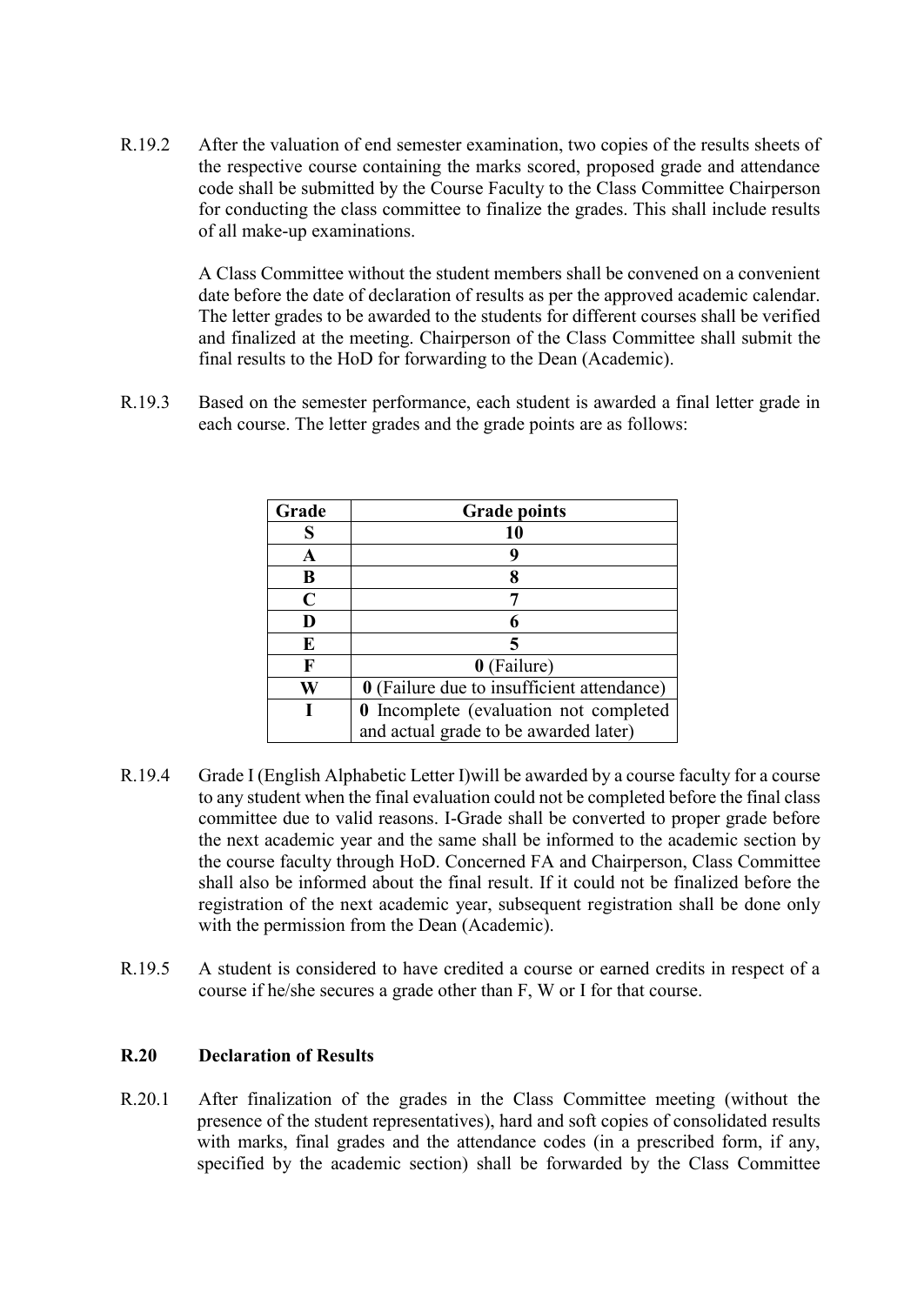R.19.2 After the valuation of end semester examination, two copies of the results sheets of the respective course containing the marks scored, proposed grade and attendance code shall be submitted by the Course Faculty to the Class Committee Chairperson for conducting the class committee to finalize the grades. This shall include results of all make-up examinations.

A Class Committee without the student members shall be convened on a convenient date before the date of declaration of results as per the approved academic calendar. The letter grades to be awarded to the students for different courses shall be verified and finalized at the meeting. Chairperson of the Class Committee shall submit the final results to the HoD for forwarding to the Dean (Academic).

R.19.3 Based on the semester performance, each student is awarded a final letter grade in each course. The letter grades and the grade points are as follows:

| Grade | Grade points |
|---|---|
| **S** | **10** |
| **A** | **9** |
| **B** | **8** |
| **C** | **7** |
| **D** | **6** |
| **E** | **5** |
| **F** | **0** (Failure) |
| **W** | **0** (Failure due to insufficient attendance) |
| **I** | **0** Incomplete (evaluation not completed and actual grade to be awarded later) |

R.19.4 Grade I (English Alphabetic Letter I)will be awarded by a course faculty for a course to any student when the final evaluation could not be completed before the final class committee due to valid reasons. I-Grade shall be converted to proper grade before the next academic year and the same shall be informed to the academic section by the course faculty through HoD. Concerned FA and Chairperson, Class Committee shall also be informed about the final result. If it could not be finalized before the registration of the next academic year, subsequent registration shall be done only with the permission from the Dean (Academic).

R.19.5 A student is considered to have credited a course or earned credits in respect of a course if he/she secures a grade other than F, W or I for that course.

## R.20 Declaration of Results

R.20.1 After finalization of the grades in the Class Committee meeting (without the presence of the student representatives), hard and soft copies of consolidated results with marks, final grades and the attendance codes (in a prescribed form, if any, specified by the academic section) shall be forwarded by the Class Committee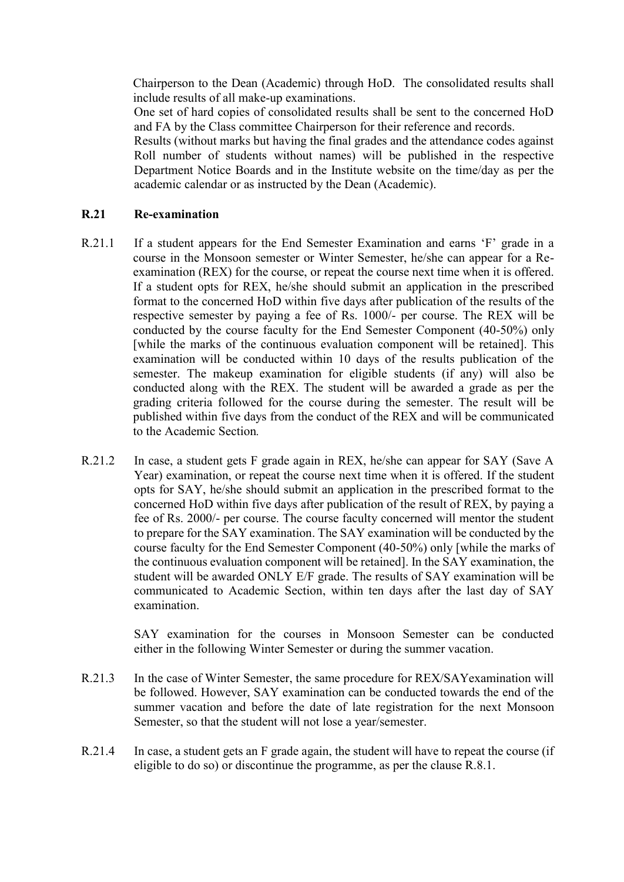Chairperson to the Dean (Academic) through HoD. The consolidated results shall include results of all make-up examinations.

One set of hard copies of consolidated results shall be sent to the concerned HoD and FA by the Class committee Chairperson for their reference and records.

Results (without marks but having the final grades and the attendance codes against Roll number of students without names) will be published in the respective Department Notice Boards and in the Institute website on the time/day as per the academic calendar or as instructed by the Dean (Academic).

## R.21 Re-examination

R.21.1 If a student appears for the End Semester Examination and earns 'F' grade in a course in the Monsoon semester or Winter Semester, he/she can appear for a Re-examination (REX) for the course, or repeat the course next time when it is offered. If a student opts for REX, he/she should submit an application in the prescribed format to the concerned HoD within five days after publication of the results of the respective semester by paying a fee of Rs. 1000/- per course. The REX will be conducted by the course faculty for the End Semester Component (40-50%) only [while the marks of the continuous evaluation component will be retained]. This examination will be conducted within 10 days of the results publication of the semester. The makeup examination for eligible students (if any) will also be conducted along with the REX. The student will be awarded a grade as per the grading criteria followed for the course during the semester. The result will be published within five days from the conduct of the REX and will be communicated to the Academic Section*.*

R.21.2 In case, a student gets F grade again in REX, he/she can appear for SAY (Save A Year) examination, or repeat the course next time when it is offered. If the student opts for SAY, he/she should submit an application in the prescribed format to the concerned HoD within five days after publication of the result of REX, by paying a fee of Rs. 2000/- per course. The course faculty concerned will mentor the student to prepare for the SAY examination. The SAY examination will be conducted by the course faculty for the End Semester Component (40-50%) only [while the marks of the continuous evaluation component will be retained]. In the SAY examination, the student will be awarded ONLY E/F grade. The results of SAY examination will be communicated to Academic Section, within ten days after the last day of SAY examination.

SAY examination for the courses in Monsoon Semester can be conducted either in the following Winter Semester or during the summer vacation.

R.21.3 In the case of Winter Semester, the same procedure for REX/SAYexamination will be followed. However, SAY examination can be conducted towards the end of the summer vacation and before the date of late registration for the next Monsoon Semester, so that the student will not lose a year/semester.

R.21.4 In case, a student gets an F grade again, the student will have to repeat the course (if eligible to do so) or discontinue the programme, as per the clause R.8.1.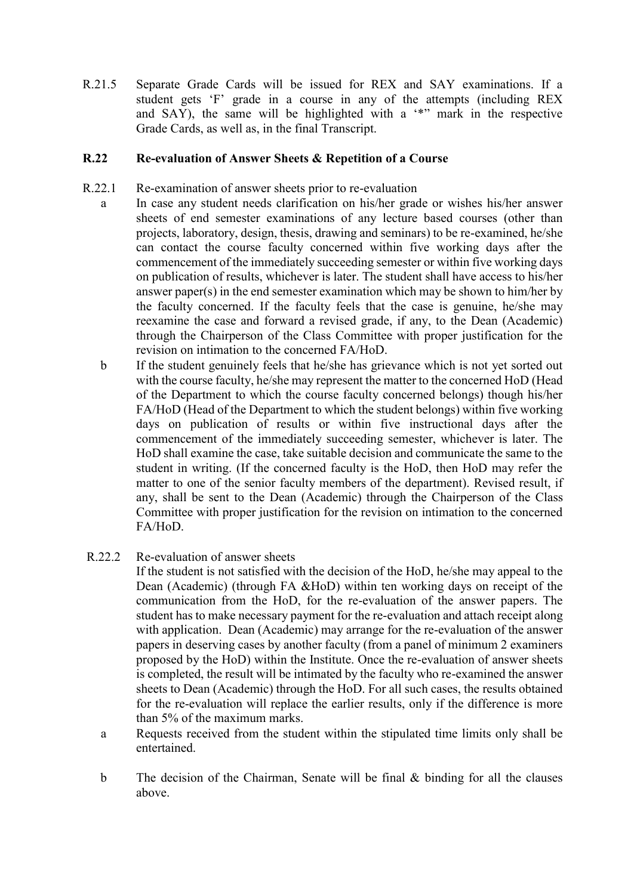R.21.5 Separate Grade Cards will be issued for REX and SAY examinations. If a student gets 'F' grade in a course in any of the attempts (including REX and SAY), the same will be highlighted with a '*' mark in the respective Grade Cards, as well as, in the final Transcript.

**R.22 Re-evaluation of Answer Sheets & Repetition of a Course**

R.22.1 Re-examination of answer sheets prior to re-evaluation

a In case any student needs clarification on his/her grade or wishes his/her answer sheets of end semester examinations of any lecture based courses (other than projects, laboratory, design, thesis, drawing and seminars) to be re-examined, he/she can contact the course faculty concerned within five working days after the commencement of the immediately succeeding semester or within five working days on publication of results, whichever is later. The student shall have access to his/her answer paper(s) in the end semester examination which may be shown to him/her by the faculty concerned. If the faculty feels that the case is genuine, he/she may reexamine the case and forward a revised grade, if any, to the Dean (Academic) through the Chairperson of the Class Committee with proper justification for the revision on intimation to the concerned FA/HoD.

b If the student genuinely feels that he/she has grievance which is not yet sorted out with the course faculty, he/she may represent the matter to the concerned HoD (Head of the Department to which the course faculty concerned belongs) though his/her FA/HoD (Head of the Department to which the student belongs) within five working days on publication of results or within five instructional days after the commencement of the immediately succeeding semester, whichever is later. The HoD shall examine the case, take suitable decision and communicate the same to the student in writing. (If the concerned faculty is the HoD, then HoD may refer the matter to one of the senior faculty members of the department). Revised result, if any, shall be sent to the Dean (Academic) through the Chairperson of the Class Committee with proper justification for the revision on intimation to the concerned FA/HoD.

R.22.2 Re-evaluation of answer sheets

If the student is not satisfied with the decision of the HoD, he/she may appeal to the Dean (Academic) (through FA &HoD) within ten working days on receipt of the communication from the HoD, for the re-evaluation of the answer papers. The student has to make necessary payment for the re-evaluation and attach receipt along with application. Dean (Academic) may arrange for the re-evaluation of the answer papers in deserving cases by another faculty (from a panel of minimum 2 examiners proposed by the HoD) within the Institute. Once the re-evaluation of answer sheets is completed, the result will be intimated by the faculty who re-examined the answer sheets to Dean (Academic) through the HoD. For all such cases, the results obtained for the re-evaluation will replace the earlier results, only if the difference is more than 5% of the maximum marks.

a Requests received from the student within the stipulated time limits only shall be entertained.

b The decision of the Chairman, Senate will be final & binding for all the clauses above.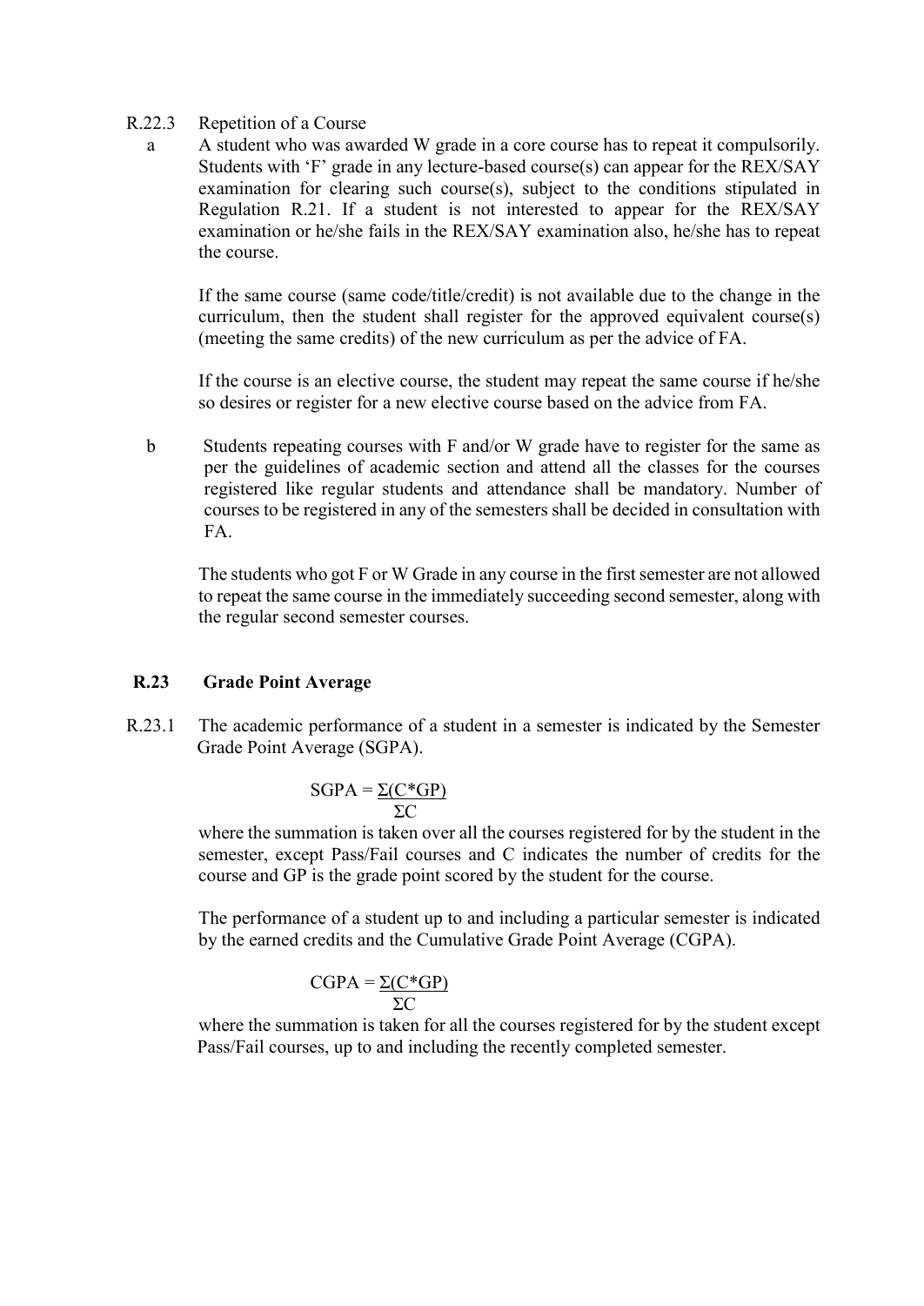R.22.3 Repetition of a Course

a. A student who was awarded W grade in a core course has to repeat it compulsorily. Students with 'F' grade in any lecture-based course(s) can appear for the REX/SAY examination for clearing such course(s), subject to the conditions stipulated in Regulation R.21. If a student is not interested to appear for the REX/SAY examination or he/she fails in the REX/SAY examination also, he/she has to repeat the course.

   If the same course (same code/title/credit) is not available due to the change in the curriculum, then the student shall register for the approved equivalent course(s) (meeting the same credits) of the new curriculum as per the advice of FA.

   If the course is an elective course, the student may repeat the same course if he/she so desires or register for a new elective course based on the advice from FA.

b. Students repeating courses with F and/or W grade have to register for the same as per the guidelines of academic section and attend all the classes for the courses registered like regular students and attendance shall be mandatory. Number of courses to be registered in any of the semesters shall be decided in consultation with FA.

   The students who got F or W Grade in any course in the first semester are not allowed to repeat the same course in the immediately succeeding second semester, along with the regular second semester courses.

## R.23 Grade Point Average

R.23.1 The academic performance of a student in a semester is indicated by the Semester Grade Point Average (SGPA).

$$SGPA = \frac{\Sigma(C*GP)}{\Sigma C}$$

where the summation is taken over all the courses registered for by the student in the semester, except Pass/Fail courses and C indicates the number of credits for the course and GP is the grade point scored by the student for the course.

The performance of a student up to and including a particular semester is indicated by the earned credits and the Cumulative Grade Point Average (CGPA).

$$CGPA = \frac{\Sigma(C*GP)}{\Sigma C}$$

where the summation is taken for all the courses registered for by the student except Pass/Fail courses, up to and including the recently completed semester.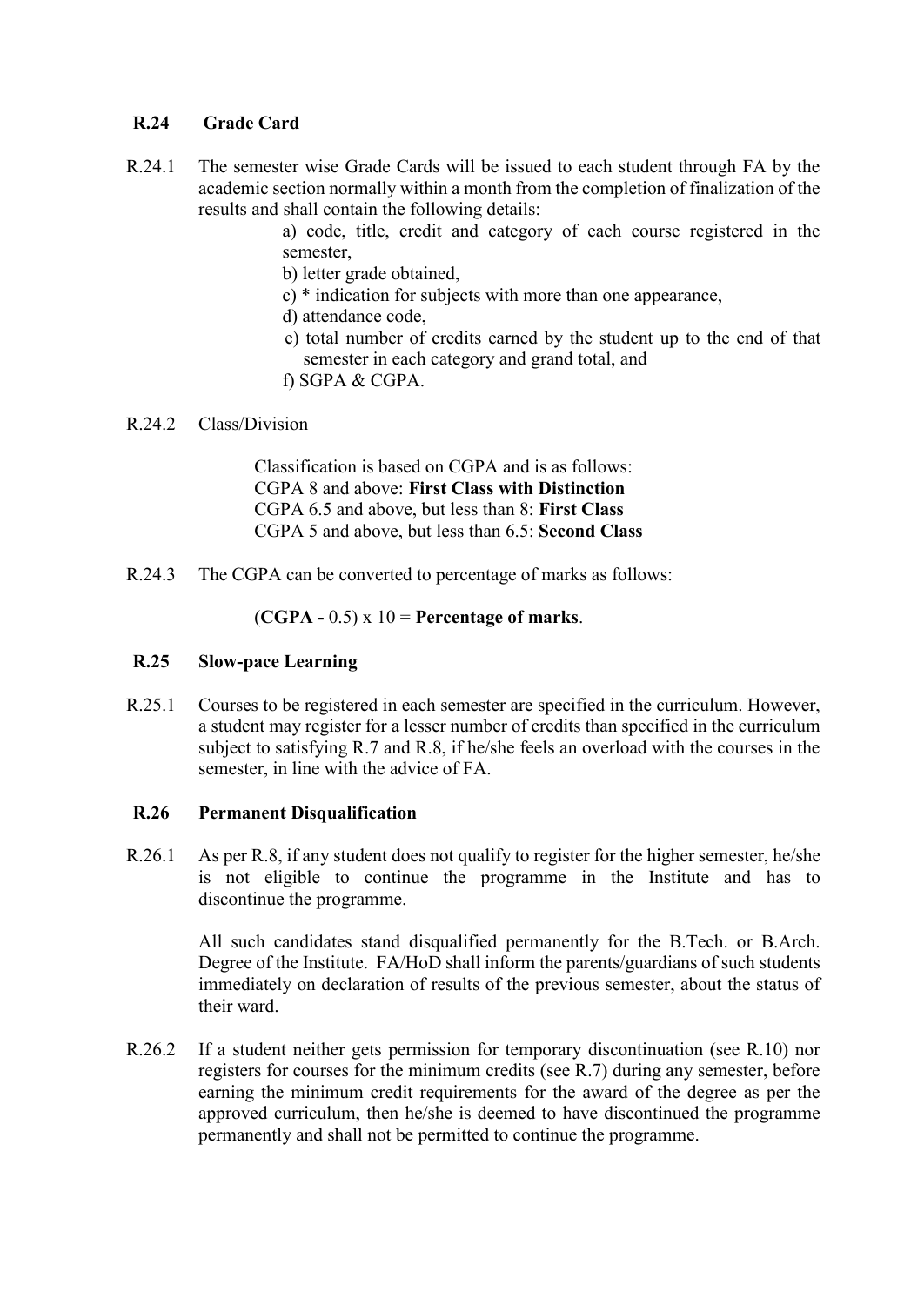## R.24 Grade Card

R.24.1 The semester wise Grade Cards will be issued to each student through FA by the academic section normally within a month from the completion of finalization of the results and shall contain the following details:

a) code, title, credit and category of each course registered in the semester,
b) letter grade obtained,
c) * indication for subjects with more than one appearance,
d) attendance code,
e) total number of credits earned by the student up to the end of that semester in each category and grand total, and
f) SGPA & CGPA.

R.24.2 Class/Division

Classification is based on CGPA and is as follows:
CGPA 8 and above: **First Class with Distinction**
CGPA 6.5 and above, but less than 8: **First Class**
CGPA 5 and above, but less than 6.5: **Second Class**

R.24.3 The CGPA can be converted to percentage of marks as follows:

(**CGPA -** 0.5) x 10 = **Percentage of marks**.

## R.25 Slow-pace Learning

R.25.1 Courses to be registered in each semester are specified in the curriculum. However, a student may register for a lesser number of credits than specified in the curriculum subject to satisfying R.7 and R.8, if he/she feels an overload with the courses in the semester, in line with the advice of FA.

## R.26 Permanent Disqualification

R.26.1 As per R.8, if any student does not qualify to register for the higher semester, he/she is not eligible to continue the programme in the Institute and has to discontinue the programme.

All such candidates stand disqualified permanently for the B.Tech. or B.Arch. Degree of the Institute. FA/HoD shall inform the parents/guardians of such students immediately on declaration of results of the previous semester, about the status of their ward.

R.26.2 If a student neither gets permission for temporary discontinuation (see R.10) nor registers for courses for the minimum credits (see R.7) during any semester, before earning the minimum credit requirements for the award of the degree as per the approved curriculum, then he/she is deemed to have discontinued the programme permanently and shall not be permitted to continue the programme.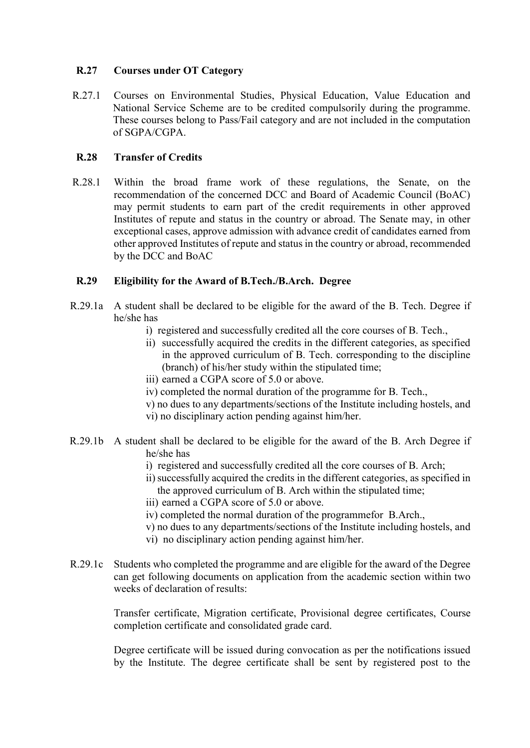### R.27 Courses under OT Category

R.27.1 Courses on Environmental Studies, Physical Education, Value Education and National Service Scheme are to be credited compulsorily during the programme. These courses belong to Pass/Fail category and are not included in the computation of SGPA/CGPA.

### R.28 Transfer of Credits

R.28.1 Within the broad frame work of these regulations, the Senate, on the recommendation of the concerned DCC and Board of Academic Council (BoAC) may permit students to earn part of the credit requirements in other approved Institutes of repute and status in the country or abroad. The Senate may, in other exceptional cases, approve admission with advance credit of candidates earned from other approved Institutes of repute and status in the country or abroad, recommended by the DCC and BoAC

### R.29 Eligibility for the Award of B.Tech./B.Arch. Degree

R.29.1a A student shall be declared to be eligible for the award of the B. Tech. Degree if he/she has

- i) registered and successfully credited all the core courses of B. Tech.,
- ii) successfully acquired the credits in the different categories, as specified in the approved curriculum of B. Tech. corresponding to the discipline (branch) of his/her study within the stipulated time;
- iii) earned a CGPA score of 5.0 or above.
- iv) completed the normal duration of the programme for B. Tech.,
- v) no dues to any departments/sections of the Institute including hostels, and
- vi) no disciplinary action pending against him/her.

R.29.1b A student shall be declared to be eligible for the award of the B. Arch Degree if he/she has

- i) registered and successfully credited all the core courses of B. Arch;
- ii) successfully acquired the credits in the different categories, as specified in the approved curriculum of B. Arch within the stipulated time;
- iii) earned a CGPA score of 5.0 or above.
- iv) completed the normal duration of the programmefor B.Arch.,
- v) no dues to any departments/sections of the Institute including hostels, and
- vi) no disciplinary action pending against him/her.

R.29.1c Students who completed the programme and are eligible for the award of the Degree can get following documents on application from the academic section within two weeks of declaration of results:

Transfer certificate, Migration certificate, Provisional degree certificates, Course completion certificate and consolidated grade card.

Degree certificate will be issued during convocation as per the notifications issued by the Institute. The degree certificate shall be sent by registered post to the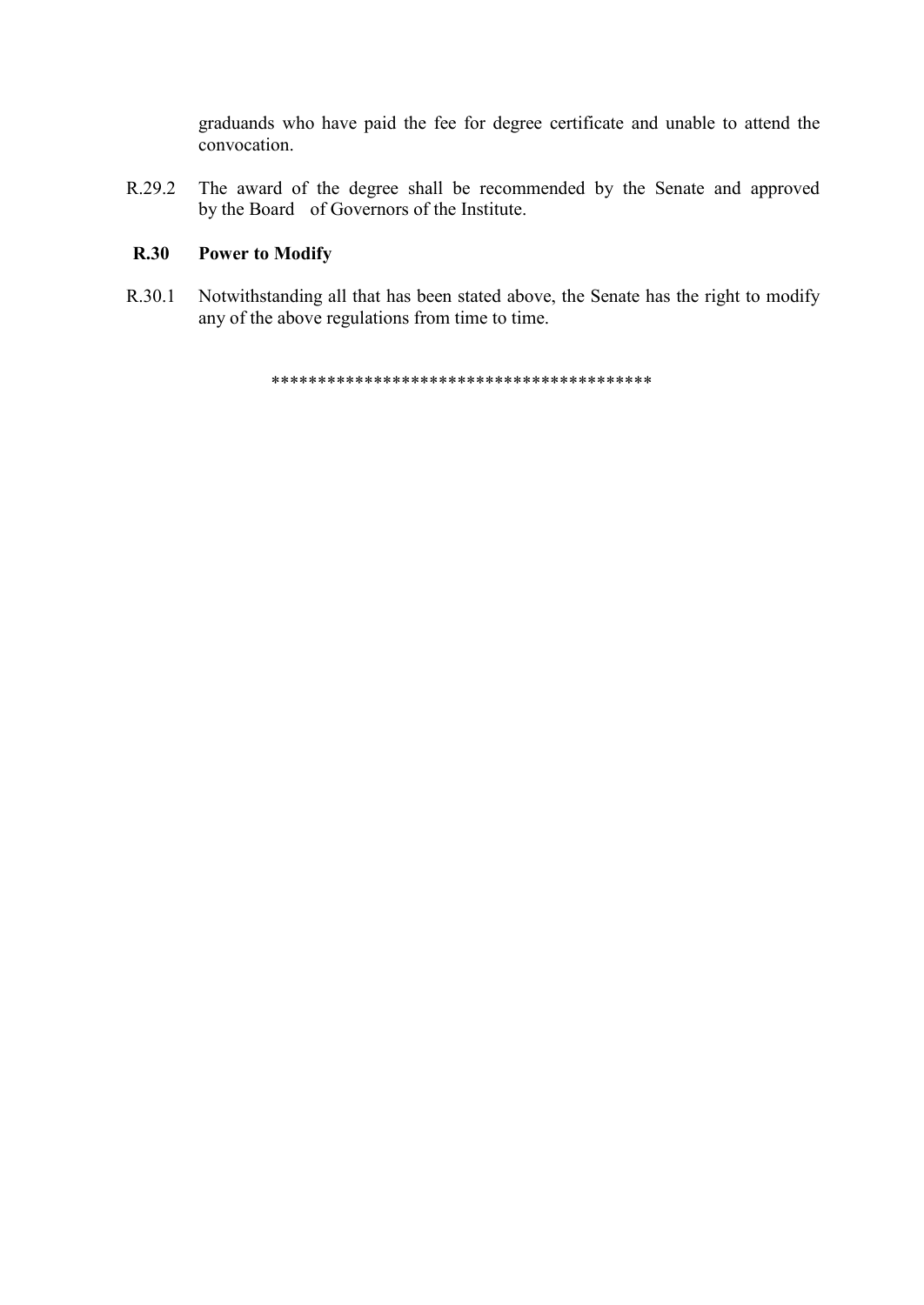graduands who have paid the fee for degree certificate and unable to attend the convocation.

R.29.2 The award of the degree shall be recommended by the Senate and approved by the Board of Governors of the Institute.

## R.30 Power to Modify

R.30.1 Notwithstanding all that has been stated above, the Senate has the right to modify any of the above regulations from time to time.

****************************************